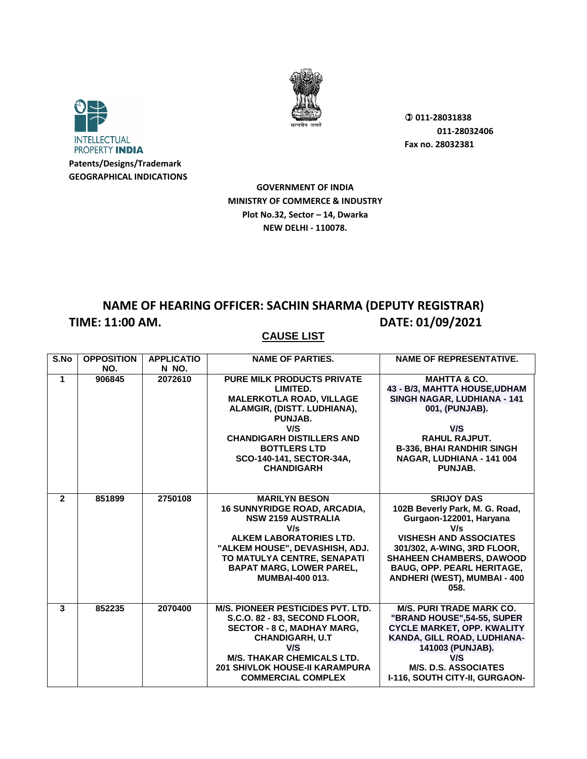INTELLECTUAL PROPERTY INDIA

Patents/Designs/Trademark
GEOGRAPHICAL INDICATIONS

सत्यमेव जयते

✆ 011-28031838
011-28032406
Fax no. 28032381

**GOVERNMENT OF INDIA**
**MINISTRY OF COMMERCE & INDUSTRY**
**Plot No.32, Sector – 14, Dwarka**
**NEW DELHI - 110078.**

## NAME OF HEARING OFFICER: SACHIN SHARMA (DEPUTY REGISTRAR)

**TIME: 11:00 AM.** **DATE: 01/09/2021**

## CAUSE LIST

| S.No | OPPOSITION NO. | APPLICATION NO. | NAME OF PARTIES. | NAME OF REPRESENTATIVE. |
|---|---|---|---|---|
| 1 | 906845 | 2072610 | PURE MILK PRODUCTS PRIVATE LIMITED. MALERKOTLA ROAD, VILLAGE ALAMGIR, (DISTT. LUDHIANA), PUNJAB. V/S CHANDIGARH DISTILLERS AND BOTTLERS LTD SCO-140-141, SECTOR-34A, CHANDIGARH | MAHTTA & CO. 43 - B/3, MAHTTA HOUSE,UDHAM SINGH NAGAR, LUDHIANA - 141 001, (PUNJAB). V/S RAHUL RAJPUT. B-336, BHAI RANDHIR SINGH NAGAR, LUDHIANA - 141 004 PUNJAB. |
| 2 | 851899 | 2750108 | MARILYN BESON 16 SUNNYRIDGE ROAD, ARCADIA, NSW 2159 AUSTRALIA V/s ALKEM LABORATORIES LTD. "ALKEM HOUSE", DEVASHISH, ADJ. TO MATULYA CENTRE, SENAPATI BAPAT MARG, LOWER PAREL, MUMBAI-400 013. | SRIJOY DAS 102B Beverly Park, M. G. Road, Gurgaon-122001, Haryana V/s VISHESH AND ASSOCIATES 301/302, A-WING, 3RD FLOOR, SHAHEEN CHAMBERS, DAWOOD BAUG, OPP. PEARL HERITAGE, ANDHERI (WEST), MUMBAI - 400 058. |
| 3 | 852235 | 2070400 | M/S. PIONEER PESTICIDES PVT. LTD. S.C.O. 82 - 83, SECOND FLOOR, SECTOR - 8 C, MADHAY MARG, CHANDIGARH, U.T V/S M/S. THAKAR CHEMICALS LTD. 201 SHIVLOK HOUSE-II KARAMPURA COMMERCIAL COMPLEX | M/S. PURI TRADE MARK CO. "BRAND HOUSE",54-55, SUPER CYCLE MARKET, OPP. KWALITY KANDA, GILL ROAD, LUDHIANA-141003 (PUNJAB). V/S M/S. D.S. ASSOCIATES I-116, SOUTH CITY-II, GURGAON- |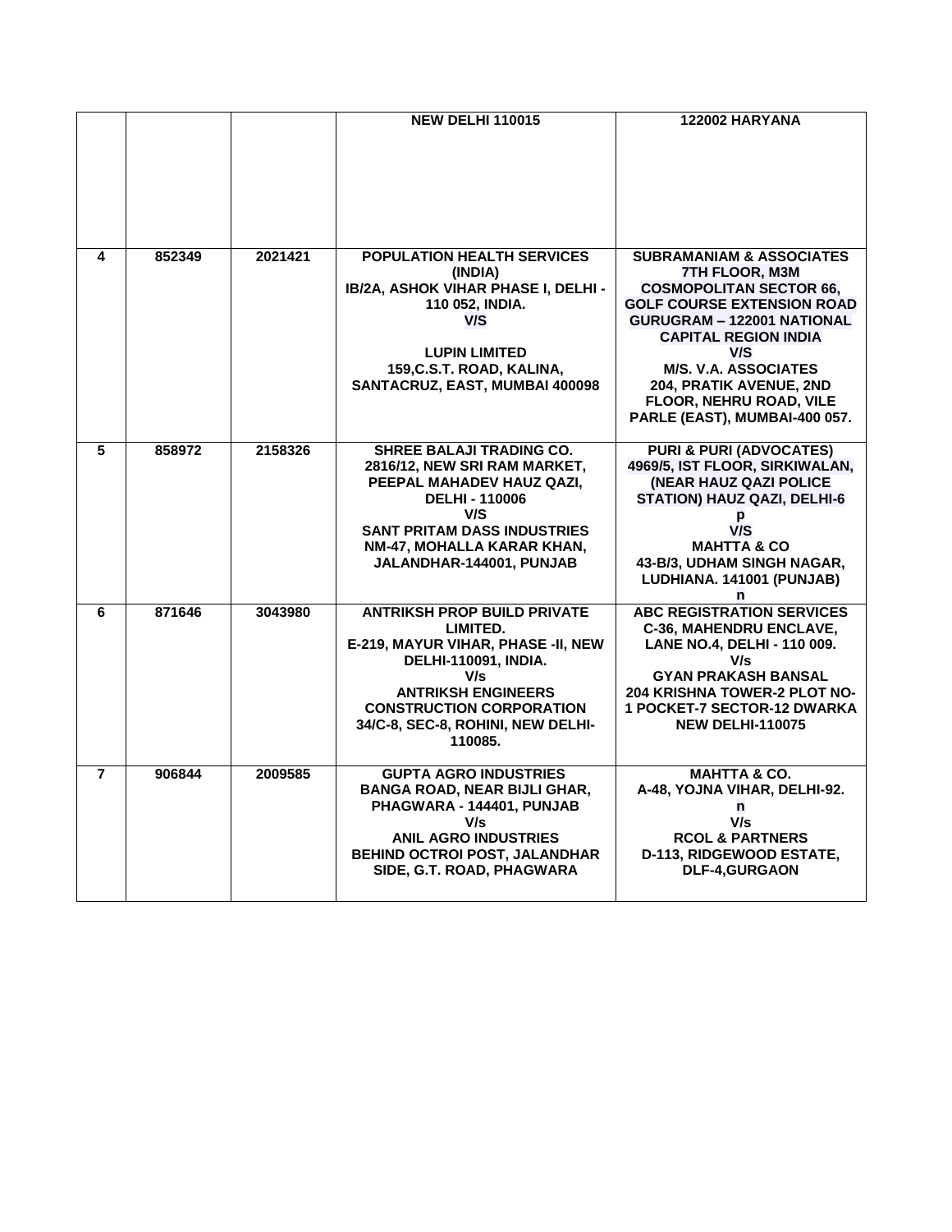|  |  |  |  |  |
|---|---|---|---|---|
|  |  |  | NEW DELHI 110015 | 122002 HARYANA |
| 4 | 852349 | 2021421 | POPULATION HEALTH SERVICES (INDIA)<br>IB/2A, ASHOK VIHAR PHASE I, DELHI - 110 052, INDIA.<br>V/S<br><br>LUPIN LIMITED<br>159,C.S.T. ROAD, KALINA, SANTACRUZ, EAST, MUMBAI 400098 | SUBRAMANIAM & ASSOCIATES<br>7TH FLOOR, M3M COSMOPOLITAN SECTOR 66, GOLF COURSE EXTENSION ROAD GURUGRAM – 122001 NATIONAL CAPITAL REGION INDIA<br>V/S<br>M/S. V.A. ASSOCIATES<br>204, PRATIK AVENUE, 2ND FLOOR, NEHRU ROAD, VILE PARLE (EAST), MUMBAI-400 057. |
| 5 | 858972 | 2158326 | SHREE BALAJI TRADING CO.<br>2816/12, NEW SRI RAM MARKET, PEEPAL MAHADEV HAUZ QAZI, DELHI - 110006<br>V/S<br>SANT PRITAM DASS INDUSTRIES<br>NM-47, MOHALLA KARAR KHAN, JALANDHAR-144001, PUNJAB | PURI & PURI (ADVOCATES)<br>4969/5, IST FLOOR, SIRKIWALAN, (NEAR HAUZ QAZI POLICE STATION) HAUZ QAZI, DELHI-6<br>p<br>V/S<br>MAHTTA & CO<br>43-B/3, UDHAM SINGH NAGAR, LUDHIANA. 141001 (PUNJAB)<br>n |
| 6 | 871646 | 3043980 | ANTRIKSH PROP BUILD PRIVATE LIMITED.<br>E-219, MAYUR VIHAR, PHASE -II, NEW DELHI-110091, INDIA.<br>V/s<br>ANTRIKSH ENGINEERS CONSTRUCTION CORPORATION<br>34/C-8, SEC-8, ROHINI, NEW DELHI-110085. | ABC REGISTRATION SERVICES<br>C-36, MAHENDRU ENCLAVE, LANE NO.4, DELHI - 110 009.<br>V/s<br>GYAN PRAKASH BANSAL<br>204 KRISHNA TOWER-2 PLOT NO-1 POCKET-7 SECTOR-12 DWARKA NEW DELHI-110075 |
| 7 | 906844 | 2009585 | GUPTA AGRO INDUSTRIES<br>BANGA ROAD, NEAR BIJLI GHAR, PHAGWARA - 144401, PUNJAB<br>V/s<br>ANIL AGRO INDUSTRIES<br>BEHIND OCTROI POST, JALANDHAR SIDE, G.T. ROAD, PHAGWARA | MAHTTA & CO.<br>A-48, YOJNA VIHAR, DELHI-92.<br>n<br>V/s<br>RCOL & PARTNERS<br>D-113, RIDGEWOOD ESTATE, DLF-4,GURGAON |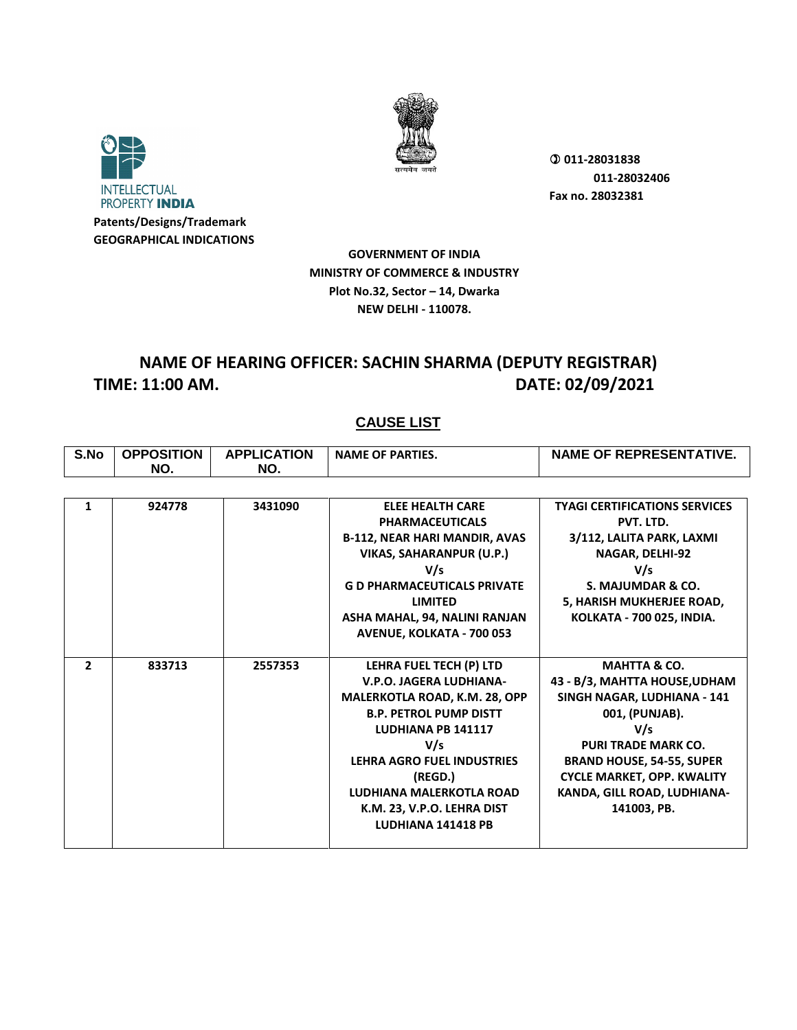INTELLECTUAL PROPERTY **INDIA**

**Patents/Designs/Trademark**
**GEOGRAPHICAL INDICATIONS**

**011-28031838**
**011-28032406**
**Fax no. 28032381**

**GOVERNMENT OF INDIA**
**MINISTRY OF COMMERCE & INDUSTRY**
**Plot No.32, Sector – 14, Dwarka**
**NEW DELHI - 110078.**

## NAME OF HEARING OFFICER: SACHIN SHARMA (DEPUTY REGISTRAR)

**TIME: 11:00 AM.** **DATE: 02/09/2021**

## CAUSE LIST

| S.No | OPPOSITION NO. | APPLICATION NO. | NAME OF PARTIES. | NAME OF REPRESENTATIVE. |
|---|---|---|---|---|
| 1 | 924778 | 3431090 | ELEE HEALTH CARE PHARMACEUTICALS B-112, NEAR HARI MANDIR, AVAS VIKAS, SAHARANPUR (U.P.) V/s G D PHARMACEUTICALS PRIVATE LIMITED ASHA MAHAL, 94, NALINI RANJAN AVENUE, KOLKATA - 700 053 | TYAGI CERTIFICATIONS SERVICES PVT. LTD. 3/112, LALITA PARK, LAXMI NAGAR, DELHI-92 V/s S. MAJUMDAR & CO. 5, HARISH MUKHERJEE ROAD, KOLKATA - 700 025, INDIA. |
| 2 | 833713 | 2557353 | LEHRA FUEL TECH (P) LTD V.P.O. JAGERA LUDHIANA-MALERKOTLA ROAD, K.M. 28, OPP B.P. PETROL PUMP DISTT LUDHIANA PB 141117 V/s LEHRA AGRO FUEL INDUSTRIES (REGD.) LUDHIANA MALERKOTLA ROAD K.M. 23, V.P.O. LEHRA DIST LUDHIANA 141418 PB | MAHTTA & CO. 43 - B/3, MAHTTA HOUSE,UDHAM SINGH NAGAR, LUDHIANA - 141 001, (PUNJAB). V/s PURI TRADE MARK CO. BRAND HOUSE, 54-55, SUPER CYCLE MARKET, OPP. KWALITY KANDA, GILL ROAD, LUDHIANA-141003, PB. |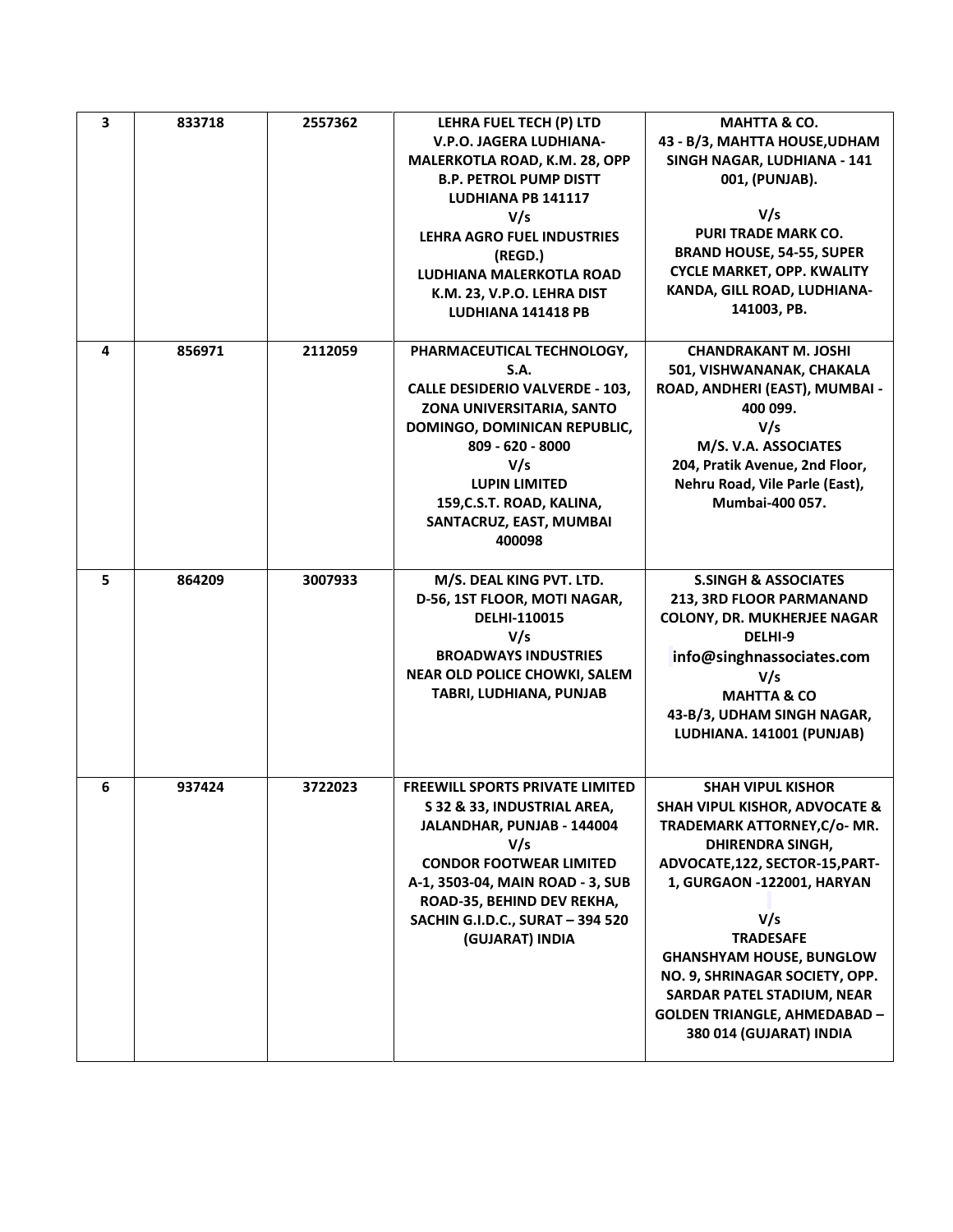| 3 | 833718 | 2557362 | **LEHRA FUEL TECH (P) LTD**<br>**V.P.O. JAGERA LUDHIANA-MALERKOTLA ROAD, K.M. 28, OPP B.P. PETROL PUMP DISTT LUDHIANA PB 141117**<br>**V/s**<br>**LEHRA AGRO FUEL INDUSTRIES (REGD.)**<br>**LUDHIANA MALERKOTLA ROAD K.M. 23, V.P.O. LEHRA DIST LUDHIANA 141418 PB** | **MAHTTA & CO.**<br>**43 - B/3, MAHTTA HOUSE,UDHAM SINGH NAGAR, LUDHIANA - 141 001, (PUNJAB).**<br>**V/s**<br>**PURI TRADE MARK CO.**<br>**BRAND HOUSE, 54-55, SUPER CYCLE MARKET, OPP. KWALITY KANDA, GILL ROAD, LUDHIANA-141003, PB.** |
|---|---|---|---|---|
| 4 | 856971 | 2112059 | **PHARMACEUTICAL TECHNOLOGY, S.A.**<br>**CALLE DESIDERIO VALVERDE - 103, ZONA UNIVERSITARIA, SANTO DOMINGO, DOMINICAN REPUBLIC, 809 - 620 - 8000**<br>**V/s**<br>**LUPIN LIMITED**<br>**159,C.S.T. ROAD, KALINA, SANTACRUZ, EAST, MUMBAI 400098** | **CHANDRAKANT M. JOSHI**<br>**501, VISHWANANAK, CHAKALA ROAD, ANDHERI (EAST), MUMBAI - 400 099.**<br>**V/s**<br>**M/S. V.A. ASSOCIATES**<br>**204, Pratik Avenue, 2nd Floor, Nehru Road, Vile Parle (East), Mumbai-400 057.** |
| 5 | 864209 | 3007933 | **M/S. DEAL KING PVT. LTD.**<br>**D-56, 1ST FLOOR, MOTI NAGAR, DELHI-110015**<br>**V/s**<br>**BROADWAYS INDUSTRIES**<br>**NEAR OLD POLICE CHOWKI, SALEM TABRI, LUDHIANA, PUNJAB** | **S.SINGH & ASSOCIATES**<br>**213, 3RD FLOOR PARMANAND COLONY, DR. MUKHERJEE NAGAR DELHI-9**<br>**info@singhnassociates.com**<br>**V/s**<br>**MAHTTA & CO**<br>**43-B/3, UDHAM SINGH NAGAR, LUDHIANA. 141001 (PUNJAB)** |
| 6 | 937424 | 3722023 | **FREEWILL SPORTS PRIVATE LIMITED**<br>**S 32 & 33, INDUSTRIAL AREA, JALANDHAR, PUNJAB - 144004**<br>**V/s**<br>**CONDOR FOOTWEAR LIMITED**<br>**A-1, 3503-04, MAIN ROAD - 3, SUB ROAD-35, BEHIND DEV REKHA, SACHIN G.I.D.C., SURAT – 394 520 (GUJARAT) INDIA** | **SHAH VIPUL KISHOR**<br>**SHAH VIPUL KISHOR, ADVOCATE & TRADEMARK ATTORNEY,C/o- MR. DHIRENDRA SINGH, ADVOCATE,122, SECTOR-15,PART-1, GURGAON -122001, HARYAN**<br>**V/s**<br>**TRADESAFE**<br>**GHANSHYAM HOUSE, BUNGLOW NO. 9, SHRINAGAR SOCIETY, OPP. SARDAR PATEL STADIUM, NEAR GOLDEN TRIANGLE, AHMEDABAD – 380 014 (GUJARAT) INDIA** |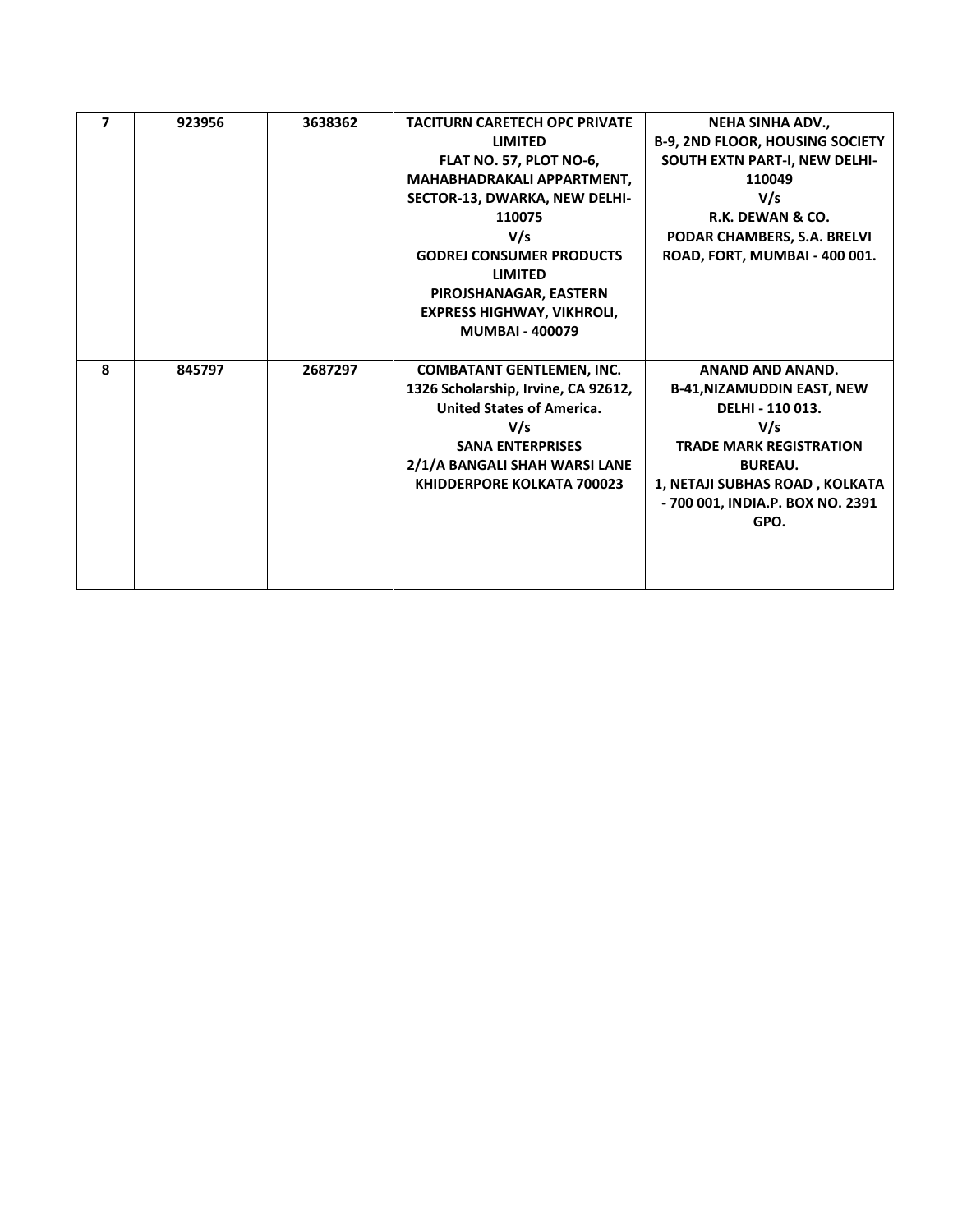| | | | | |
|---|---|---|---|---|
| **7** | **923956** | **3638362** | **TACITURN CARETECH OPC PRIVATE LIMITED**<br>**FLAT NO. 57, PLOT NO-6, MAHABHADRAKALI APPARTMENT, SECTOR-13, DWARKA, NEW DELHI-110075**<br>**V/s**<br>**GODREJ CONSUMER PRODUCTS LIMITED**<br>**PIROJSHANAGAR, EASTERN EXPRESS HIGHWAY, VIKHROLI, MUMBAI - 400079** | **NEHA SINHA ADV.,**<br>**B-9, 2ND FLOOR, HOUSING SOCIETY SOUTH EXTN PART-I, NEW DELHI-110049**<br>**V/s**<br>**R.K. DEWAN & CO.**<br>**PODAR CHAMBERS, S.A. BRELVI ROAD, FORT, MUMBAI - 400 001.** |
| **8** | **845797** | **2687297** | **COMBATANT GENTLEMEN, INC.**<br>**1326 Scholarship, Irvine, CA 92612, United States of America.**<br>**V/s**<br>**SANA ENTERPRISES**<br>**2/1/A BANGALI SHAH WARSI LANE KHIDDERPORE KOLKATA 700023** | **ANAND AND ANAND.**<br>**B-41,NIZAMUDDIN EAST, NEW DELHI - 110 013.**<br>**V/s**<br>**TRADE MARK REGISTRATION BUREAU.**<br>**1, NETAJI SUBHAS ROAD , KOLKATA - 700 001, INDIA.P. BOX NO. 2391 GPO.** |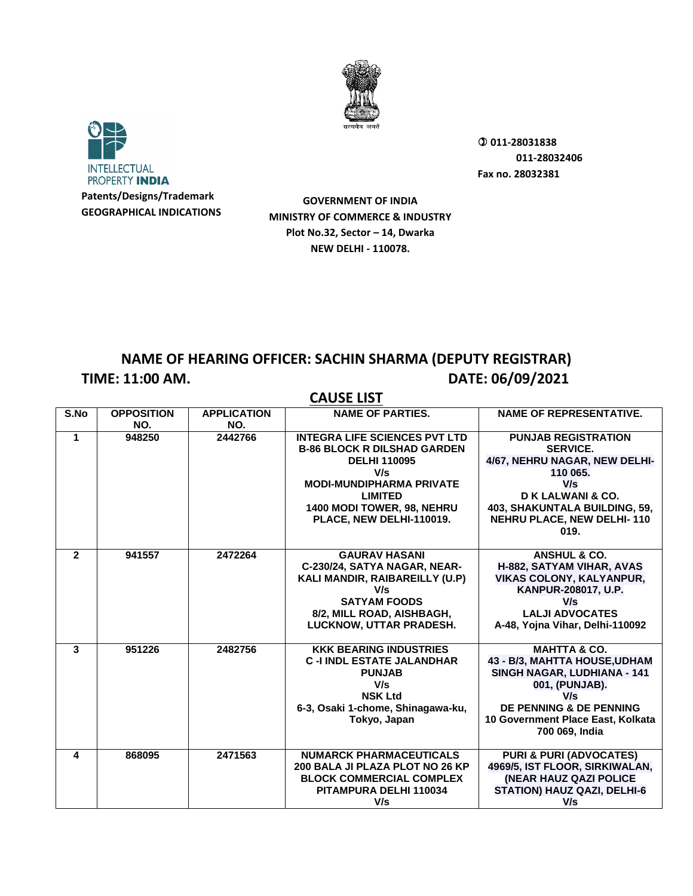INTELLECTUAL PROPERTY **INDIA**

**Patents/Designs/Trademark**
**GEOGRAPHICAL INDICATIONS**

**GOVERNMENT OF INDIA**
**MINISTRY OF COMMERCE & INDUSTRY**
**Plot No.32, Sector – 14, Dwarka**
**NEW DELHI - 110078.**

✆ **011-28031838**
**011-28032406**
**Fax no. 28032381**

## NAME OF HEARING OFFICER: SACHIN SHARMA (DEPUTY REGISTRAR)

**TIME: 11:00 AM.** **DATE: 06/09/2021**

## CAUSE LIST

| S.No | OPPOSITION NO. | APPLICATION NO. | NAME OF PARTIES. | NAME OF REPRESENTATIVE. |
|---|---|---|---|---|
| 1 | 948250 | 2442766 | INTEGRA LIFE SCIENCES PVT LTD B-86 BLOCK R DILSHAD GARDEN DELHI 110095 V/s MODI-MUNDIPHARMA PRIVATE LIMITED 1400 MODI TOWER, 98, NEHRU PLACE, NEW DELHI-110019. | PUNJAB REGISTRATION SERVICE. 4/67, NEHRU NAGAR, NEW DELHI-110 065. V/s D K LALWANI & CO. 403, SHAKUNTALA BUILDING, 59, NEHRU PLACE, NEW DELHI- 110 019. |
| 2 | 941557 | 2472264 | GAURAV HASANI C-230/24, SATYA NAGAR, NEAR-KALI MANDIR, RAIBAREILLY (U.P) V/s SATYAM FOODS 8/2, MILL ROAD, AISHBAGH, LUCKNOW, UTTAR PRADESH. | ANSHUL & CO. H-882, SATYAM VIHAR, AVAS VIKAS COLONY, KALYANPUR, KANPUR-208017, U.P. V/s LALJI ADVOCATES A-48, Yojna Vihar, Delhi-110092 |
| 3 | 951226 | 2482756 | KKK BEARING INDUSTRIES C -I INDL ESTATE JALANDHAR PUNJAB V/s NSK Ltd 6-3, Osaki 1-chome, Shinagawa-ku, Tokyo, Japan | MAHTTA & CO. 43 - B/3, MAHTTA HOUSE,UDHAM SINGH NAGAR, LUDHIANA - 141 001, (PUNJAB). V/s DE PENNING & DE PENNING 10 Government Place East, Kolkata 700 069, India |
| 4 | 868095 | 2471563 | NUMARCK PHARMACEUTICALS 200 BALA JI PLAZA PLOT NO 26 KP BLOCK COMMERCIAL COMPLEX PITAMPURA DELHI 110034 V/s | PURI & PURI (ADVOCATES) 4969/5, IST FLOOR, SIRKIWALAN, (NEAR HAUZ QAZI POLICE STATION) HAUZ QAZI, DELHI-6 V/s |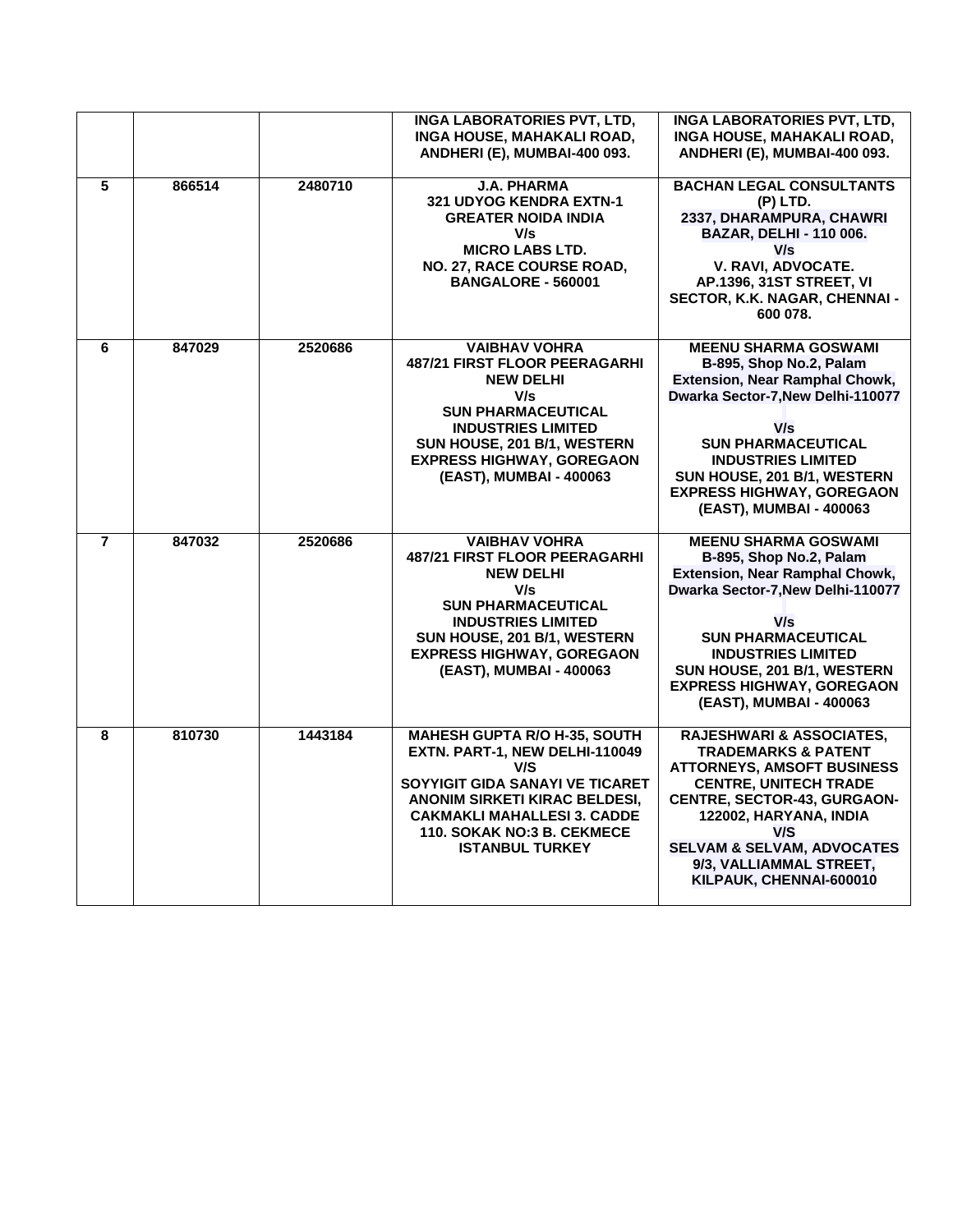| | | | | |
|---|---|---|---|---|
| | | | INGA LABORATORIES PVT, LTD, INGA HOUSE, MAHAKALI ROAD, ANDHERI (E), MUMBAI-400 093. | INGA LABORATORIES PVT, LTD, INGA HOUSE, MAHAKALI ROAD, ANDHERI (E), MUMBAI-400 093. |
| 5 | 866514 | 2480710 | J.A. PHARMA 321 UDYOG KENDRA EXTN-1 GREATER NOIDA INDIA V/s MICRO LABS LTD. NO. 27, RACE COURSE ROAD, BANGALORE - 560001 | BACHAN LEGAL CONSULTANTS (P) LTD. 2337, DHARAMPURA, CHAWRI BAZAR, DELHI - 110 006. V/s V. RAVI, ADVOCATE. AP.1396, 31ST STREET, VI SECTOR, K.K. NAGAR, CHENNAI - 600 078. |
| 6 | 847029 | 2520686 | VAIBHAV VOHRA 487/21 FIRST FLOOR PEERAGARHI NEW DELHI V/s SUN PHARMACEUTICAL INDUSTRIES LIMITED SUN HOUSE, 201 B/1, WESTERN EXPRESS HIGHWAY, GOREGAON (EAST), MUMBAI - 400063 | MEENU SHARMA GOSWAMI B-895, Shop No.2, Palam Extension, Near Ramphal Chowk, Dwarka Sector-7,New Delhi-110077 V/s SUN PHARMACEUTICAL INDUSTRIES LIMITED SUN HOUSE, 201 B/1, WESTERN EXPRESS HIGHWAY, GOREGAON (EAST), MUMBAI - 400063 |
| 7 | 847032 | 2520686 | VAIBHAV VOHRA 487/21 FIRST FLOOR PEERAGARHI NEW DELHI V/s SUN PHARMACEUTICAL INDUSTRIES LIMITED SUN HOUSE, 201 B/1, WESTERN EXPRESS HIGHWAY, GOREGAON (EAST), MUMBAI - 400063 | MEENU SHARMA GOSWAMI B-895, Shop No.2, Palam Extension, Near Ramphal Chowk, Dwarka Sector-7,New Delhi-110077 V/s SUN PHARMACEUTICAL INDUSTRIES LIMITED SUN HOUSE, 201 B/1, WESTERN EXPRESS HIGHWAY, GOREGAON (EAST), MUMBAI - 400063 |
| 8 | 810730 | 1443184 | MAHESH GUPTA R/O H-35, SOUTH EXTN. PART-1, NEW DELHI-110049 V/S SOYYIGIT GIDA SANAYI VE TICARET ANONIM SIRKETI KIRAC BELDESI, CAKMAKLI MAHALLESI 3. CADDE 110. SOKAK NO:3 B. CEKMECE ISTANBUL TURKEY | RAJESHWARI & ASSOCIATES, TRADEMARKS & PATENT ATTORNEYS, AMSOFT BUSINESS CENTRE, UNITECH TRADE CENTRE, SECTOR-43, GURGAON-122002, HARYANA, INDIA V/S SELVAM & SELVAM, ADVOCATES 9/3, VALLIAMMAL STREET, KILPAUK, CHENNAI-600010 |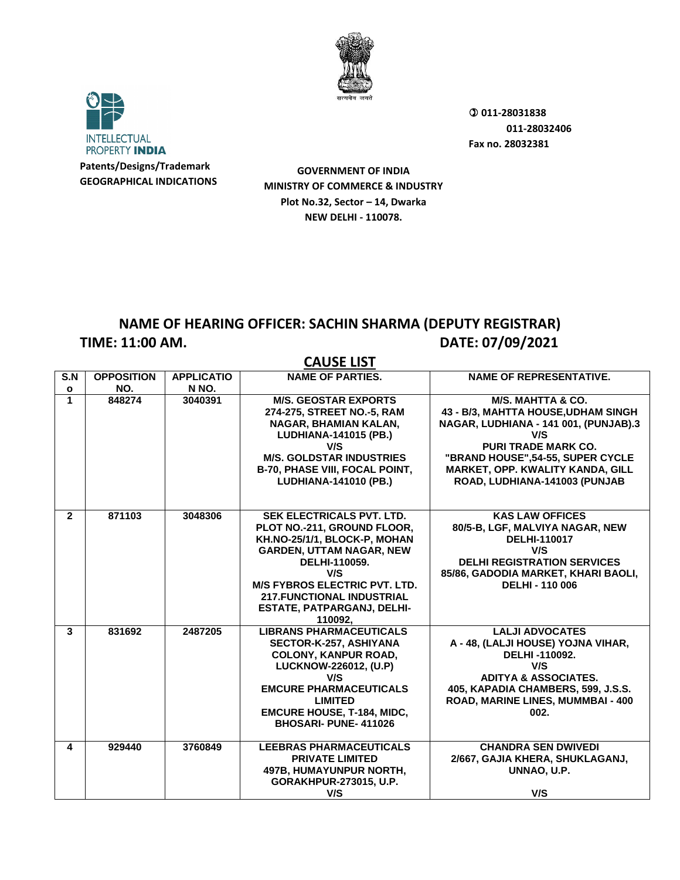Patents/Designs/Trademark
GEOGRAPHICAL INDICATIONS

INTELLECTUAL PROPERTY INDIA

011-28031838
011-28032406
Fax no. 28032381

GOVERNMENT OF INDIA
MINISTRY OF COMMERCE & INDUSTRY
Plot No.32, Sector – 14, Dwarka
NEW DELHI - 110078.

## NAME OF HEARING OFFICER: SACHIN SHARMA (DEPUTY REGISTRAR)

**TIME: 11:00 AM.** **DATE: 07/09/2021**

## CAUSE LIST

| S.No | OPPOSITION NO. | APPLICATION NO. | NAME OF PARTIES. | NAME OF REPRESENTATIVE. |
|---|---|---|---|---|
| 1 | 848274 | 3040391 | M/S. GEOSTAR EXPORTS 274-275, STREET NO.-5, RAM NAGAR, BHAMIAN KALAN, LUDHIANA-141015 (PB.) V/S M/S. GOLDSTAR INDUSTRIES B-70, PHASE VIII, FOCAL POINT, LUDHIANA-141010 (PB.) | M/S. MAHTTA & CO. 43 - B/3, MAHTTA HOUSE,UDHAM SINGH NAGAR, LUDHIANA - 141 001, (PUNJAB).3 V/S PURI TRADE MARK CO. "BRAND HOUSE",54-55, SUPER CYCLE MARKET, OPP. KWALITY KANDA, GILL ROAD, LUDHIANA-141003 (PUNJAB |
| 2 | 871103 | 3048306 | SEK ELECTRICALS PVT. LTD. PLOT NO.-211, GROUND FLOOR, KH.NO-25/1/1, BLOCK-P, MOHAN GARDEN, UTTAM NAGAR, NEW DELHI-110059. V/S M/S FYBROS ELECTRIC PVT. LTD. 217.FUNCTIONAL INDUSTRIAL ESTATE, PATPARGANJ, DELHI-110092, | KAS LAW OFFICES 80/5-B, LGF, MALVIYA NAGAR, NEW DELHI-110017 V/S DELHI REGISTRATION SERVICES 85/86, GADODIA MARKET, KHARI BAOLI, DELHI - 110 006 |
| 3 | 831692 | 2487205 | LIBRANS PHARMACEUTICALS SECTOR-K-257, ASHIYANA COLONY, KANPUR ROAD, LUCKNOW-226012, (U.P) V/S EMCURE PHARMACEUTICALS LIMITED EMCURE HOUSE, T-184, MIDC, BHOSARI- PUNE- 411026 | LALJI ADVOCATES A - 48, (LALJI HOUSE) YOJNA VIHAR, DELHI -110092. V/S ADITYA & ASSOCIATES. 405, KAPADIA CHAMBERS, 599, J.S.S. ROAD, MARINE LINES, MUMMBAI - 400 002. |
| 4 | 929440 | 3760849 | LEEBRAS PHARMACEUTICALS PRIVATE LIMITED 497B, HUMAYUNPUR NORTH, GORAKHPUR-273015, U.P. V/S | CHANDRA SEN DWIVEDI 2/667, GAJIA KHERA, SHUKLAGANJ, UNNAO, U.P. V/S |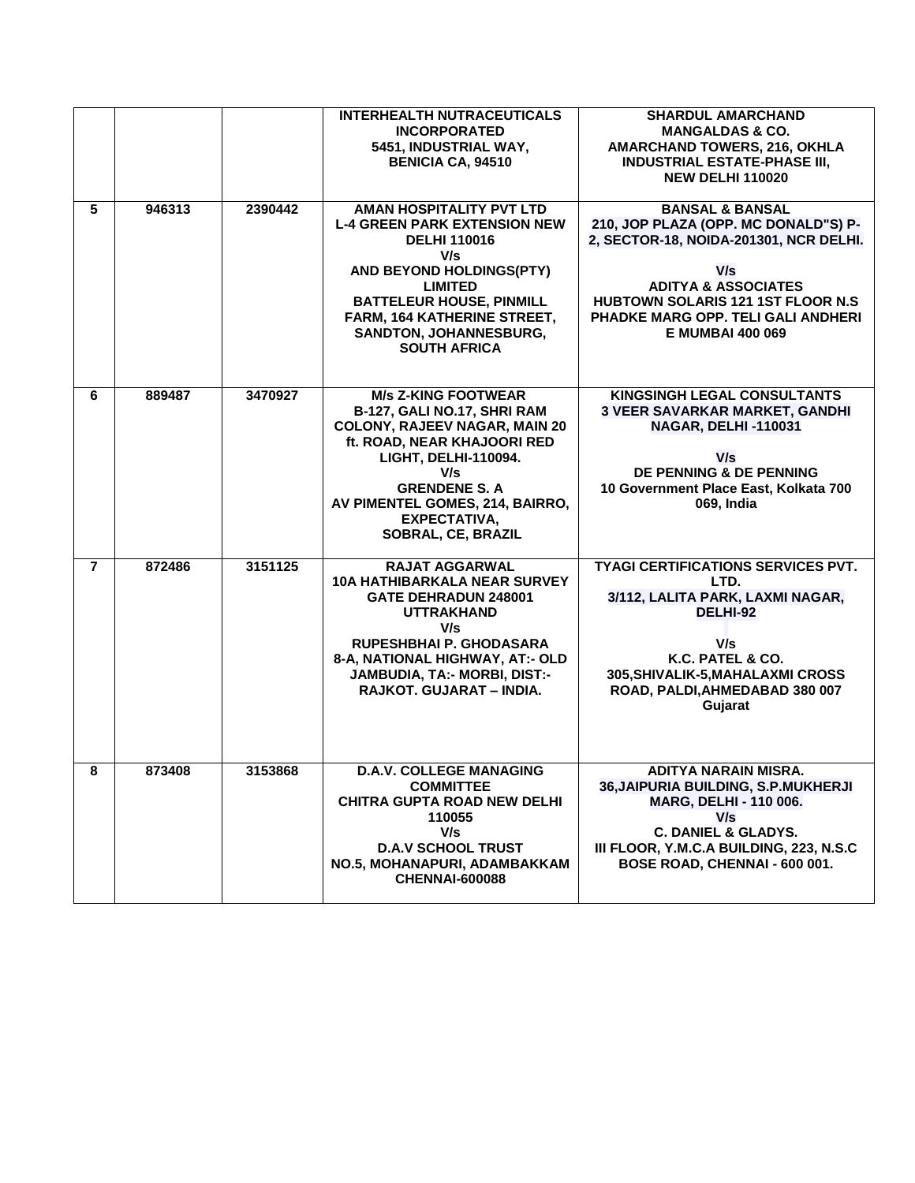| | | | | |
|---|---|---|---|---|
| | | | **INTERHEALTH NUTRACEUTICALS INCORPORATED 5451, INDUSTRIAL WAY, BENICIA CA, 94510** | **SHARDUL AMARCHAND MANGALDAS & CO. AMARCHAND TOWERS, 216, OKHLA INDUSTRIAL ESTATE-PHASE III, NEW DELHI 110020** |
| **5** | **946313** | **2390442** | **AMAN HOSPITALITY PVT LTD L-4 GREEN PARK EXTENSION NEW DELHI 110016 V/s AND BEYOND HOLDINGS(PTY) LIMITED BATTELEUR HOUSE, PINMILL FARM, 164 KATHERINE STREET, SANDTON, JOHANNESBURG, SOUTH AFRICA** | **BANSAL & BANSAL 210, JOP PLAZA (OPP. MC DONALD"S) P-2, SECTOR-18, NOIDA-201301, NCR DELHI. V/s ADITYA & ASSOCIATES HUBTOWN SOLARIS 121 1ST FLOOR N.S PHADKE MARG OPP. TELI GALI ANDHERI E MUMBAI 400 069** |
| **6** | **889487** | **3470927** | **M/s Z-KING FOOTWEAR B-127, GALI NO.17, SHRI RAM COLONY, RAJEEV NAGAR, MAIN 20 ft. ROAD, NEAR KHAJOORI RED LIGHT, DELHI-110094. V/s GRENDENE S. A AV PIMENTEL GOMES, 214, BAIRRO, EXPECTATIVA, SOBRAL, CE, BRAZIL** | **KINGSINGH LEGAL CONSULTANTS 3 VEER SAVARKAR MARKET, GANDHI NAGAR, DELHI -110031 V/s DE PENNING & DE PENNING 10 Government Place East, Kolkata 700 069, India** |
| **7** | **872486** | **3151125** | **RAJAT AGGARWAL 10A HATHIBARKALA NEAR SURVEY GATE DEHRADUN 248001 UTTRAKHAND V/s RUPESHBHAI P. GHODASARA 8-A, NATIONAL HIGHWAY, AT:- OLD JAMBUDIA, TA:- MORBI, DIST:- RAJKOT. GUJARAT – INDIA.** | **TYAGI CERTIFICATIONS SERVICES PVT. LTD. 3/112, LALITA PARK, LAXMI NAGAR, DELHI-92 V/s K.C. PATEL & CO. 305,SHIVALIK-5,MAHALAXMI CROSS ROAD, PALDI,AHMEDABAD 380 007 Gujarat** |
| **8** | **873408** | **3153868** | **D.A.V. COLLEGE MANAGING COMMITTEE CHITRA GUPTA ROAD NEW DELHI 110055 V/s D.A.V SCHOOL TRUST NO.5, MOHANAPURI, ADAMBAKKAM CHENNAI-600088** | **ADITYA NARAIN MISRA. 36,JAIPURIA BUILDING, S.P.MUKHERJI MARG, DELHI - 110 006. V/s C. DANIEL & GLADYS. III FLOOR, Y.M.C.A BUILDING, 223, N.S.C BOSE ROAD, CHENNAI - 600 001.** |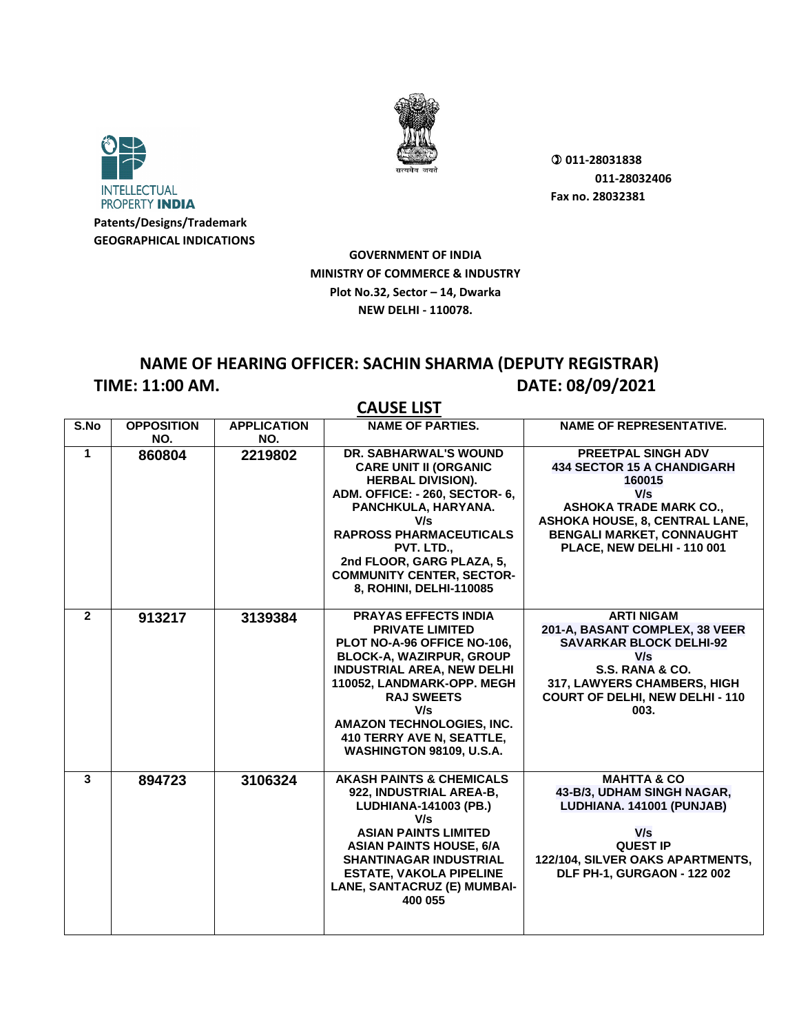INTELLECTUAL PROPERTY INDIA

Patents/Designs/Trademark
GEOGRAPHICAL INDICATIONS

सत्यमेव जयते

✆ 011-28031838
011-28032406
Fax no. 28032381

**GOVERNMENT OF INDIA**
**MINISTRY OF COMMERCE & INDUSTRY**
**Plot No.32, Sector – 14, Dwarka**
**NEW DELHI - 110078.**

## NAME OF HEARING OFFICER: SACHIN SHARMA (DEPUTY REGISTRAR)

**TIME: 11:00 AM.** **DATE: 08/09/2021**

## CAUSE LIST

| S.No | OPPOSITION NO. | APPLICATION NO. | NAME OF PARTIES. | NAME OF REPRESENTATIVE. |
|---|---|---|---|---|
| 1 | 860804 | 2219802 | DR. SABHARWAL'S WOUND CARE UNIT II (ORGANIC HERBAL DIVISION). ADM. OFFICE: - 260, SECTOR- 6, PANCHKULA, HARYANA. V/s RAPROSS PHARMACEUTICALS PVT. LTD., 2nd FLOOR, GARG PLAZA, 5, COMMUNITY CENTER, SECTOR-8, ROHINI, DELHI-110085 | PREETPAL SINGH ADV 434 SECTOR 15 A CHANDIGARH 160015 V/s ASHOKA TRADE MARK CO., ASHOKA HOUSE, 8, CENTRAL LANE, BENGALI MARKET, CONNAUGHT PLACE, NEW DELHI - 110 001 |
| 2 | 913217 | 3139384 | PRAYAS EFFECTS INDIA PRIVATE LIMITED PLOT NO-A-96 OFFICE NO-106, BLOCK-A, WAZIRPUR, GROUP INDUSTRIAL AREA, NEW DELHI 110052, LANDMARK-OPP. MEGH RAJ SWEETS V/s AMAZON TECHNOLOGIES, INC. 410 TERRY AVE N, SEATTLE, WASHINGTON 98109, U.S.A. | ARTI NIGAM 201-A, BASANT COMPLEX, 38 VEER SAVARKAR BLOCK DELHI-92 V/s S.S. RANA & CO. 317, LAWYERS CHAMBERS, HIGH COURT OF DELHI, NEW DELHI - 110 003. |
| 3 | 894723 | 3106324 | AKASH PAINTS & CHEMICALS 922, INDUSTRIAL AREA-B, LUDHIANA-141003 (PB.) V/s ASIAN PAINTS LIMITED ASIAN PAINTS HOUSE, 6/A SHANTINAGAR INDUSTRIAL ESTATE, VAKOLA PIPELINE LANE, SANTACRUZ (E) MUMBAI-400 055 | MAHTTA & CO 43-B/3, UDHAM SINGH NAGAR, LUDHIANA. 141001 (PUNJAB) V/s QUEST IP 122/104, SILVER OAKS APARTMENTS, DLF PH-1, GURGAON - 122 002 |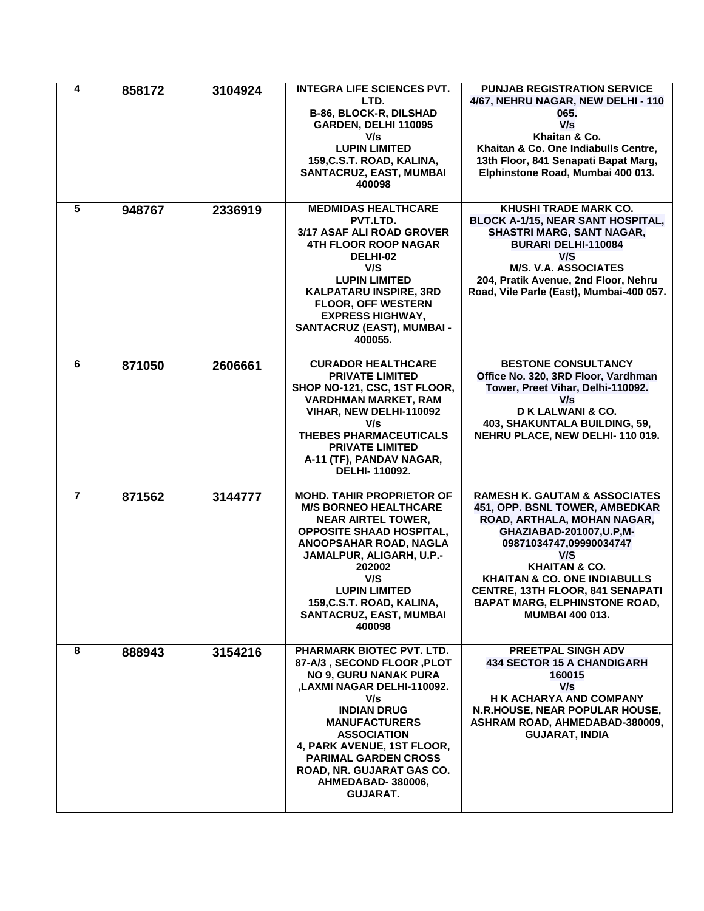| | | | | |
|---|---|---|---|---|
| 4 | 858172 | 3104924 | INTEGRA LIFE SCIENCES PVT. LTD.<br>B-86, BLOCK-R, DILSHAD GARDEN, DELHI 110095<br>V/s<br>LUPIN LIMITED<br>159,C.S.T. ROAD, KALINA, SANTACRUZ, EAST, MUMBAI 400098 | PUNJAB REGISTRATION SERVICE<br>4/67, NEHRU NAGAR, NEW DELHI - 110 065.<br>V/s<br>Khaitan & Co.<br>Khaitan & Co. One Indiabulls Centre, 13th Floor, 841 Senapati Bapat Marg, Elphinstone Road, Mumbai 400 013. |
| 5 | 948767 | 2336919 | MEDMIDAS HEALTHCARE PVT.LTD.<br>3/17 ASAF ALI ROAD GROVER 4TH FLOOR ROOP NAGAR DELHI-02<br>V/S<br>LUPIN LIMITED<br>KALPATARU INSPIRE, 3RD FLOOR, OFF WESTERN EXPRESS HIGHWAY, SANTACRUZ (EAST), MUMBAI - 400055. | KHUSHI TRADE MARK CO.<br>BLOCK A-1/15, NEAR SANT HOSPITAL, SHASTRI MARG, SANT NAGAR, BURARI DELHI-110084<br>V/S<br>M/S. V.A. ASSOCIATES<br>204, Pratik Avenue, 2nd Floor, Nehru Road, Vile Parle (East), Mumbai-400 057. |
| 6 | 871050 | 2606661 | CURADOR HEALTHCARE PRIVATE LIMITED<br>SHOP NO-121, CSC, 1ST FLOOR, VARDHMAN MARKET, RAM VIHAR, NEW DELHI-110092<br>V/s<br>THEBES PHARMACEUTICALS PRIVATE LIMITED<br>A-11 (TF), PANDAV NAGAR, DELHI- 110092. | BESTONE CONSULTANCY<br>Office No. 320, 3RD Floor, Vardhman Tower, Preet Vihar, Delhi-110092.<br>V/s<br>D K LALWANI & CO.<br>403, SHAKUNTALA BUILDING, 59, NEHRU PLACE, NEW DELHI- 110 019. |
| 7 | 871562 | 3144777 | MOHD. TAHIR PROPRIETOR OF M/S BORNEO HEALTHCARE NEAR AIRTEL TOWER, OPPOSITE SHAAD HOSPITAL, ANOOPSAHAR ROAD, NAGLA JAMALPUR, ALIGARH, U.P.- 202002<br>V/S<br>LUPIN LIMITED<br>159,C.S.T. ROAD, KALINA, SANTACRUZ, EAST, MUMBAI 400098 | RAMESH K. GAUTAM & ASSOCIATES<br>451, OPP. BSNL TOWER, AMBEDKAR ROAD, ARTHALA, MOHAN NAGAR, GHAZIABAD-201007,U.P,M-09871034747,09990034747<br>V/S<br>KHAITAN & CO.<br>KHAITAN & CO. ONE INDIABULLS CENTRE, 13TH FLOOR, 841 SENAPATI BAPAT MARG, ELPHINSTONE ROAD, MUMBAI 400 013. |
| 8 | 888943 | 3154216 | PHARMARK BIOTEC PVT. LTD.<br>87-A/3 , SECOND FLOOR ,PLOT NO 9, GURU NANAK PURA ,LAXMI NAGAR DELHI-110092.<br>V/s<br>INDIAN DRUG MANUFACTURERS ASSOCIATION<br>4, PARK AVENUE, 1ST FLOOR, PARIMAL GARDEN CROSS ROAD, NR. GUJARAT GAS CO. AHMEDABAD- 380006, GUJARAT. | PREETPAL SINGH ADV<br>434 SECTOR 15 A CHANDIGARH 160015<br>V/s<br>H K ACHARYA AND COMPANY<br>N.R.HOUSE, NEAR POPULAR HOUSE, ASHRAM ROAD, AHMEDABAD-380009, GUJARAT, INDIA |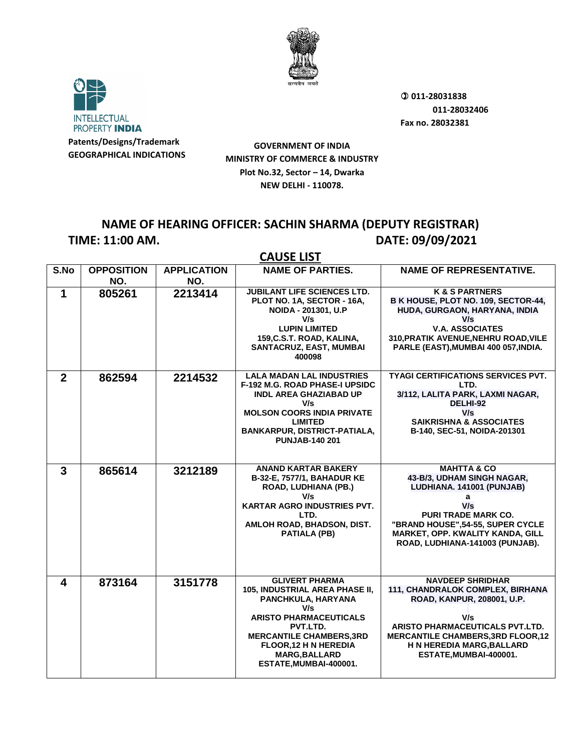INTELLECTUAL PROPERTY **INDIA**

**Patents/Designs/Trademark**
**GEOGRAPHICAL INDICATIONS**

**GOVERNMENT OF INDIA**
**MINISTRY OF COMMERCE & INDUSTRY**
**Plot No.32, Sector – 14, Dwarka**
**NEW DELHI - 110078.**

✆ 011-28031838
011-28032406
Fax no. 28032381

## NAME OF HEARING OFFICER: SACHIN SHARMA (DEPUTY REGISTRAR)

**TIME: 11:00 AM.** **DATE: 09/09/2021**

## CAUSE LIST

| S.No | OPPOSITION NO. | APPLICATION NO. | NAME OF PARTIES. | NAME OF REPRESENTATIVE. |
|---|---|---|---|---|
| 1 | 805261 | 2213414 | JUBILANT LIFE SCIENCES LTD. PLOT NO. 1A, SECTOR - 16A, NOIDA - 201301, U.P V/s LUPIN LIMITED 159,C.S.T. ROAD, KALINA, SANTACRUZ, EAST, MUMBAI 400098 | K & S PARTNERS B K HOUSE, PLOT NO. 109, SECTOR-44, HUDA, GURGAON, HARYANA, INDIA V/s V.A. ASSOCIATES 310,PRATIK AVENUE,NEHRU ROAD,VILE PARLE (EAST),MUMBAI 400 057,INDIA. |
| 2 | 862594 | 2214532 | LALA MADAN LAL INDUSTRIES F-192 M.G. ROAD PHASE-I UPSIDC INDL AREA GHAZIABAD UP V/s MOLSON COORS INDIA PRIVATE LIMITED BANKARPUR, DISTRICT-PATIALA, PUNJAB-140 201 | TYAGI CERTIFICATIONS SERVICES PVT. LTD. 3/112, LALITA PARK, LAXMI NAGAR, DELHI-92 V/s SAIKRISHNA & ASSOCIATES B-140, SEC-51, NOIDA-201301 |
| 3 | 865614 | 3212189 | ANAND KARTAR BAKERY B-32-E, 7577/1, BAHADUR KE ROAD, LUDHIANA (PB.) V/s KARTAR AGRO INDUSTRIES PVT. LTD. AMLOH ROAD, BHADSON, DIST. PATIALA (PB) | MAHTTA & CO 43-B/3, UDHAM SINGH NAGAR, LUDHIANA. 141001 (PUNJAB) a V/s PURI TRADE MARK CO. "BRAND HOUSE",54-55, SUPER CYCLE MARKET, OPP. KWALITY KANDA, GILL ROAD, LUDHIANA-141003 (PUNJAB). |
| 4 | 873164 | 3151778 | GLIVERT PHARMA 105, INDUSTRIAL AREA PHASE II, PANCHKULA, HARYANA V/s ARISTO PHARMACEUTICALS PVT.LTD. MERCANTILE CHAMBERS,3RD FLOOR,12 H N HEREDIA MARG,BALLARD ESTATE,MUMBAI-400001. | NAVDEEP SHRIDHAR 111, CHANDRALOK COMPLEX, BIRHANA ROAD, KANPUR, 208001, U.P. V/s ARISTO PHARMACEUTICALS PVT.LTD. MERCANTILE CHAMBERS,3RD FLOOR,12 H N HEREDIA MARG,BALLARD ESTATE,MUMBAI-400001. |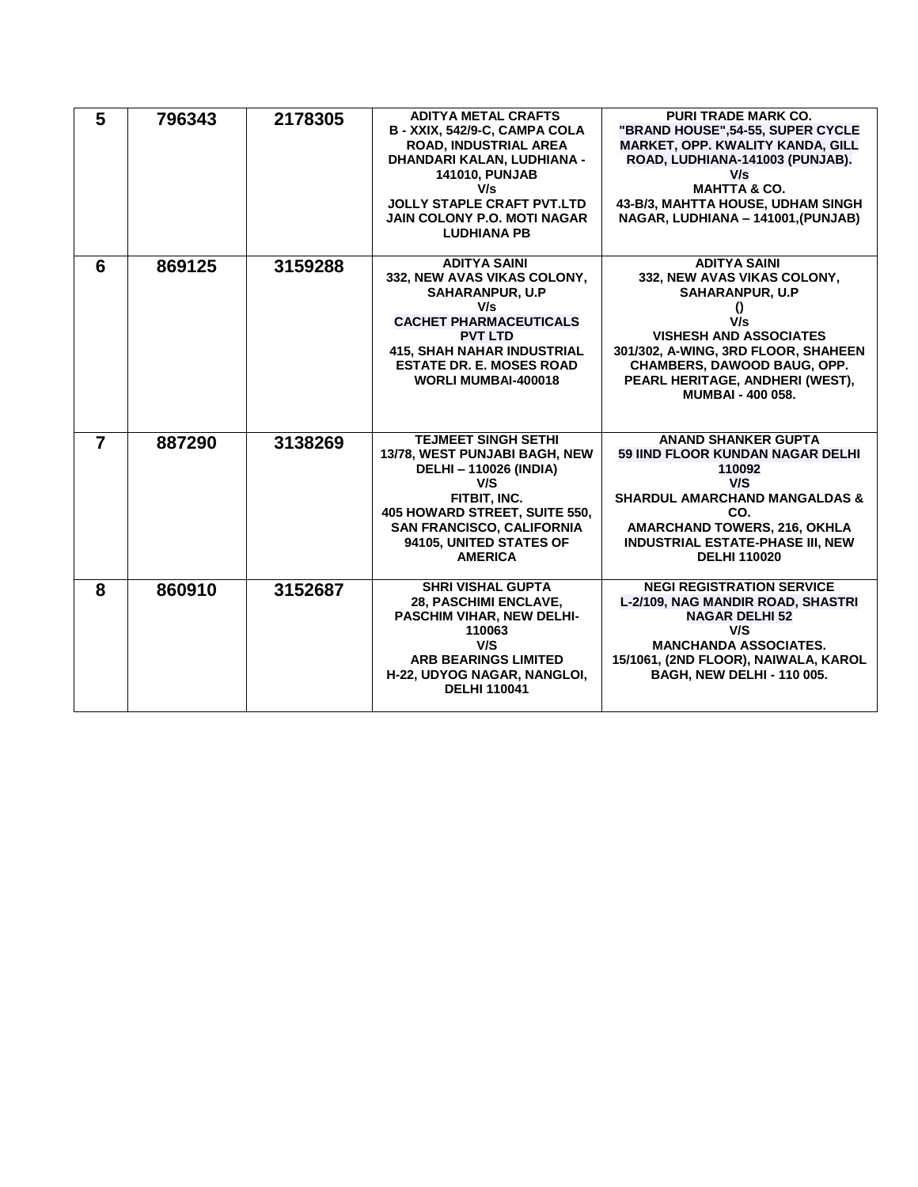| 5 | 796343 | 2178305 | ADITYA METAL CRAFTS<br>B - XXIX, 542/9-C, CAMPA COLA ROAD, INDUSTRIAL AREA DHANDARI KALAN, LUDHIANA - 141010, PUNJAB<br>V/s<br>JOLLY STAPLE CRAFT PVT.LTD<br>JAIN COLONY P.O. MOTI NAGAR LUDHIANA PB | PURI TRADE MARK CO.<br>"BRAND HOUSE",54-55, SUPER CYCLE MARKET, OPP. KWALITY KANDA, GILL ROAD, LUDHIANA-141003 (PUNJAB).<br>V/s<br>MAHTTA & CO.<br>43-B/3, MAHTTA HOUSE, UDHAM SINGH NAGAR, LUDHIANA – 141001,(PUNJAB) |
|---|---|---|---|---|
| 6 | 869125 | 3159288 | ADITYA SAINI<br>332, NEW AVAS VIKAS COLONY, SAHARANPUR, U.P<br>V/s<br>CACHET PHARMACEUTICALS PVT LTD<br>415, SHAH NAHAR INDUSTRIAL ESTATE DR. E. MOSES ROAD WORLI MUMBAI-400018 | ADITYA SAINI<br>332, NEW AVAS VIKAS COLONY, SAHARANPUR, U.P<br>()<br>V/s<br>VISHESH AND ASSOCIATES<br>301/302, A-WING, 3RD FLOOR, SHAHEEN CHAMBERS, DAWOOD BAUG, OPP. PEARL HERITAGE, ANDHERI (WEST), MUMBAI - 400 058. |
| 7 | 887290 | 3138269 | TEJMEET SINGH SETHI<br>13/78, WEST PUNJABI BAGH, NEW DELHI – 110026 (INDIA)<br>V/S<br>FITBIT, INC.<br>405 HOWARD STREET, SUITE 550, SAN FRANCISCO, CALIFORNIA 94105, UNITED STATES OF AMERICA | ANAND SHANKER GUPTA<br>59 IIND FLOOR KUNDAN NAGAR DELHI 110092<br>V/S<br>SHARDUL AMARCHAND MANGALDAS & CO.<br>AMARCHAND TOWERS, 216, OKHLA INDUSTRIAL ESTATE-PHASE III, NEW DELHI 110020 |
| 8 | 860910 | 3152687 | SHRI VISHAL GUPTA<br>28, PASCHIMI ENCLAVE, PASCHIM VIHAR, NEW DELHI-110063<br>V/S<br>ARB BEARINGS LIMITED<br>H-22, UDYOG NAGAR, NANGLOI, DELHI 110041 | NEGI REGISTRATION SERVICE<br>L-2/109, NAG MANDIR ROAD, SHASTRI NAGAR DELHI 52<br>V/S<br>MANCHANDA ASSOCIATES.<br>15/1061, (2ND FLOOR), NAIWALA, KAROL BAGH, NEW DELHI - 110 005. |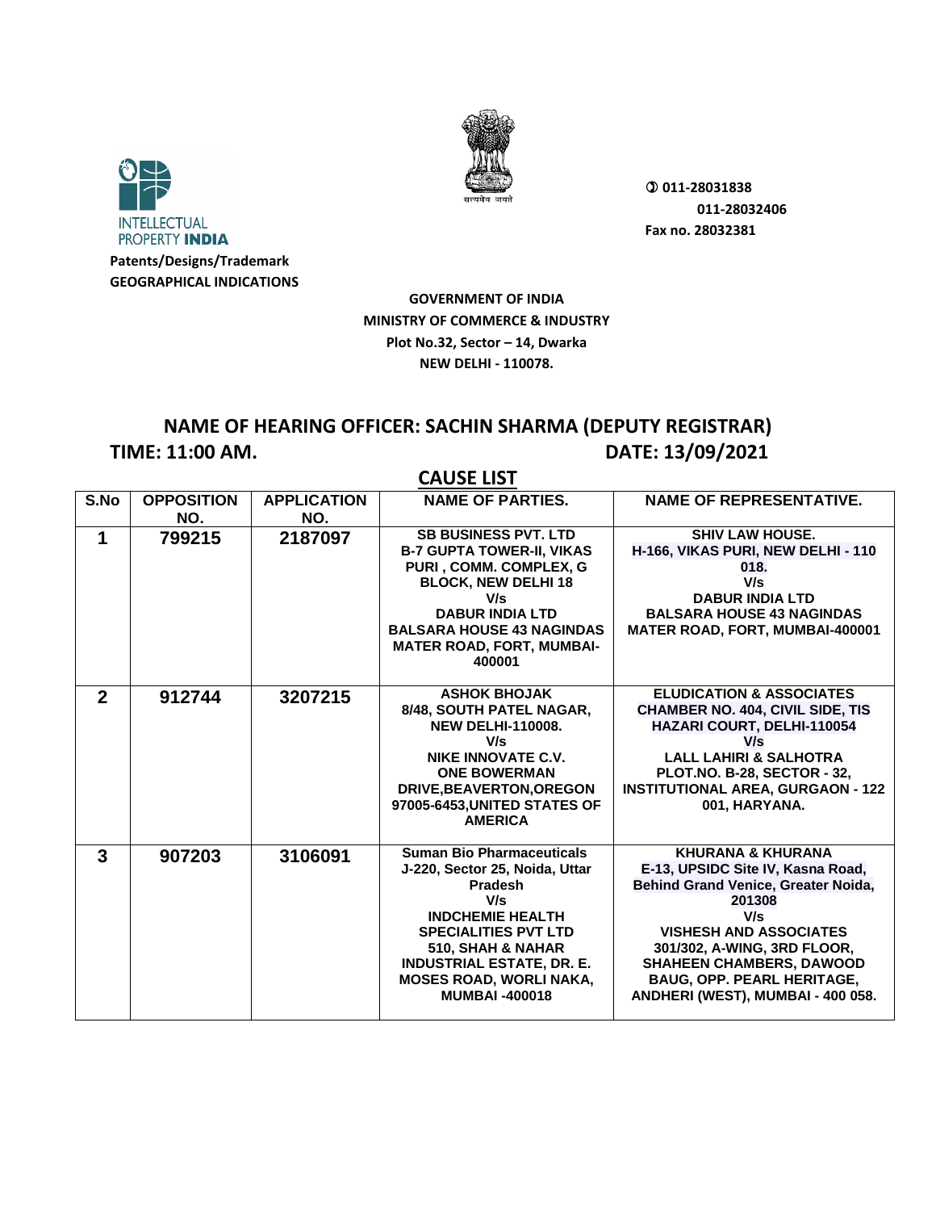INTELLECTUAL PROPERTY INDIA

Patents/Designs/Trademark
GEOGRAPHICAL INDICATIONS

सत्यमेव जयते

011-28031838
011-28032406
Fax no. 28032381

**GOVERNMENT OF INDIA**
**MINISTRY OF COMMERCE & INDUSTRY**
**Plot No.32, Sector – 14, Dwarka**
**NEW DELHI - 110078.**

## NAME OF HEARING OFFICER: SACHIN SHARMA (DEPUTY REGISTRAR)

**TIME: 11:00 AM.** **DATE: 13/09/2021**

## CAUSE LIST

| S.No | OPPOSITION NO. | APPLICATION NO. | NAME OF PARTIES. | NAME OF REPRESENTATIVE. |
|---|---|---|---|---|
| 1 | 799215 | 2187097 | SB BUSINESS PVT. LTD B-7 GUPTA TOWER-II, VIKAS PURI , COMM. COMPLEX, G BLOCK, NEW DELHI 18 V/s DABUR INDIA LTD BALSARA HOUSE 43 NAGINDAS MATER ROAD, FORT, MUMBAI-400001 | SHIV LAW HOUSE. H-166, VIKAS PURI, NEW DELHI - 110 018. V/s DABUR INDIA LTD BALSARA HOUSE 43 NAGINDAS MATER ROAD, FORT, MUMBAI-400001 |
| 2 | 912744 | 3207215 | ASHOK BHOJAK 8/48, SOUTH PATEL NAGAR, NEW DELHI-110008. V/s NIKE INNOVATE C.V. ONE BOWERMAN DRIVE,BEAVERTON,OREGON 97005-6453,UNITED STATES OF AMERICA | ELUDICATION & ASSOCIATES CHAMBER NO. 404, CIVIL SIDE, TIS HAZARI COURT, DELHI-110054 V/s LALL LAHIRI & SALHOTRA PLOT.NO. B-28, SECTOR - 32, INSTITUTIONAL AREA, GURGAON - 122 001, HARYANA. |
| 3 | 907203 | 3106091 | Suman Bio Pharmaceuticals J-220, Sector 25, Noida, Uttar Pradesh V/s INDCHEMIE HEALTH SPECIALITIES PVT LTD 510, SHAH & NAHAR INDUSTRIAL ESTATE, DR. E. MOSES ROAD, WORLI NAKA, MUMBAI -400018 | KHURANA & KHURANA E-13, UPSIDC Site IV, Kasna Road, Behind Grand Venice, Greater Noida, 201308 V/s VISHESH AND ASSOCIATES 301/302, A-WING, 3RD FLOOR, SHAHEEN CHAMBERS, DAWOOD BAUG, OPP. PEARL HERITAGE, ANDHERI (WEST), MUMBAI - 400 058. |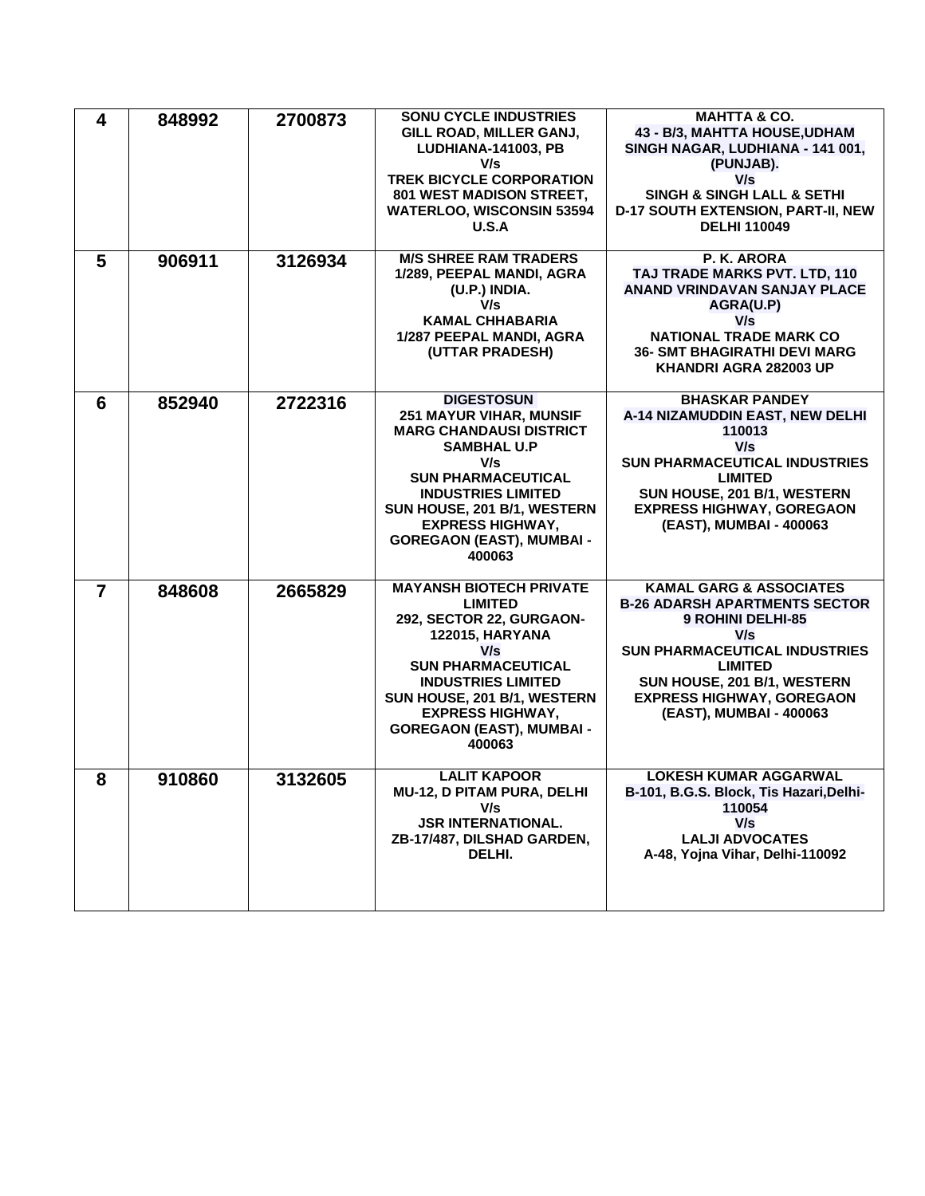| 4 | 848992 | 2700873 | SONU CYCLE INDUSTRIES GILL ROAD, MILLER GANJ, LUDHIANA-141003, PB V/s TREK BICYCLE CORPORATION 801 WEST MADISON STREET, WATERLOO, WISCONSIN 53594 U.S.A | MAHTTA & CO. 43 - B/3, MAHTTA HOUSE,UDHAM SINGH NAGAR, LUDHIANA - 141 001, (PUNJAB). V/s SINGH & SINGH LALL & SETHI D-17 SOUTH EXTENSION, PART-II, NEW DELHI 110049 |
|---|---|---|---|---|
| 5 | 906911 | 3126934 | M/S SHREE RAM TRADERS 1/289, PEEPAL MANDI, AGRA (U.P.) INDIA. V/s KAMAL CHHABARIA 1/287 PEEPAL MANDI, AGRA (UTTAR PRADESH) | P. K. ARORA TAJ TRADE MARKS PVT. LTD, 110 ANAND VRINDAVAN SANJAY PLACE AGRA(U.P) V/s NATIONAL TRADE MARK CO 36- SMT BHAGIRATHI DEVI MARG KHANDRI AGRA 282003 UP |
| 6 | 852940 | 2722316 | DIGESTOSUN 251 MAYUR VIHAR, MUNSIF MARG CHANDAUSI DISTRICT SAMBHAL U.P V/s SUN PHARMACEUTICAL INDUSTRIES LIMITED SUN HOUSE, 201 B/1, WESTERN EXPRESS HIGHWAY, GOREGAON (EAST), MUMBAI - 400063 | BHASKAR PANDEY A-14 NIZAMUDDIN EAST, NEW DELHI 110013 V/s SUN PHARMACEUTICAL INDUSTRIES LIMITED SUN HOUSE, 201 B/1, WESTERN EXPRESS HIGHWAY, GOREGAON (EAST), MUMBAI - 400063 |
| 7 | 848608 | 2665829 | MAYANSH BIOTECH PRIVATE LIMITED 292, SECTOR 22, GURGAON-122015, HARYANA V/s SUN PHARMACEUTICAL INDUSTRIES LIMITED SUN HOUSE, 201 B/1, WESTERN EXPRESS HIGHWAY, GOREGAON (EAST), MUMBAI - 400063 | KAMAL GARG & ASSOCIATES B-26 ADARSH APARTMENTS SECTOR 9 ROHINI DELHI-85 V/s SUN PHARMACEUTICAL INDUSTRIES LIMITED SUN HOUSE, 201 B/1, WESTERN EXPRESS HIGHWAY, GOREGAON (EAST), MUMBAI - 400063 |
| 8 | 910860 | 3132605 | LALIT KAPOOR MU-12, D PITAM PURA, DELHI V/s JSR INTERNATIONAL. ZB-17/487, DILSHAD GARDEN, DELHI. | LOKESH KUMAR AGGARWAL B-101, B.G.S. Block, Tis Hazari,Delhi-110054 V/s LALJI ADVOCATES A-48, Yojna Vihar, Delhi-110092 |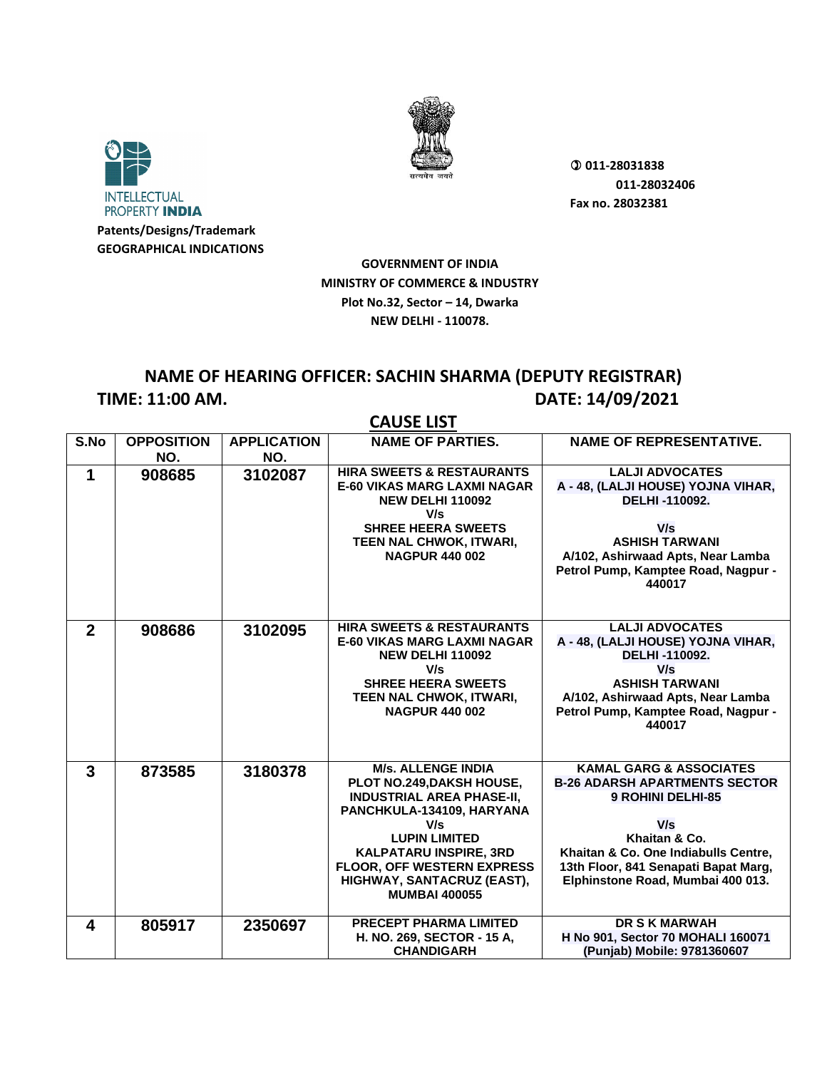INTELLECTUAL PROPERTY **INDIA**

**Patents/Designs/Trademark**
**GEOGRAPHICAL INDICATIONS**

सत्यमेव जयते

**✆ 011-28031838**
**011-28032406**
**Fax no. 28032381**

**GOVERNMENT OF INDIA**
**MINISTRY OF COMMERCE & INDUSTRY**
**Plot No.32, Sector – 14, Dwarka**
**NEW DELHI - 110078.**

## NAME OF HEARING OFFICER: SACHIN SHARMA (DEPUTY REGISTRAR)

**TIME: 11:00 AM.** **DATE: 14/09/2021**

## CAUSE LIST

| S.No | OPPOSITION NO. | APPLICATION NO. | NAME OF PARTIES. | NAME OF REPRESENTATIVE. |
|---|---|---|---|---|
| 1 | 908685 | 3102087 | HIRA SWEETS & RESTAURANTS E-60 VIKAS MARG LAXMI NAGAR NEW DELHI 110092 V/s SHREE HEERA SWEETS TEEN NAL CHWOK, ITWARI, NAGPUR 440 002 | LALJI ADVOCATES A - 48, (LALJI HOUSE) YOJNA VIHAR, DELHI -110092. V/s ASHISH TARWANI A/102, Ashirwaad Apts, Near Lamba Petrol Pump, Kamptee Road, Nagpur - 440017 |
| 2 | 908686 | 3102095 | HIRA SWEETS & RESTAURANTS E-60 VIKAS MARG LAXMI NAGAR NEW DELHI 110092 V/s SHREE HEERA SWEETS TEEN NAL CHWOK, ITWARI, NAGPUR 440 002 | LALJI ADVOCATES A - 48, (LALJI HOUSE) YOJNA VIHAR, DELHI -110092. V/s ASHISH TARWANI A/102, Ashirwaad Apts, Near Lamba Petrol Pump, Kamptee Road, Nagpur - 440017 |
| 3 | 873585 | 3180378 | M/s. ALLENGE INDIA PLOT NO.249,DAKSH HOUSE, INDUSTRIAL AREA PHASE-II, PANCHKULA-134109, HARYANA V/s LUPIN LIMITED KALPATARU INSPIRE, 3RD FLOOR, OFF WESTERN EXPRESS HIGHWAY, SANTACRUZ (EAST), MUMBAI 400055 | KAMAL GARG & ASSOCIATES B-26 ADARSH APARTMENTS SECTOR 9 ROHINI DELHI-85 V/s Khaitan & Co. Khaitan & Co. One Indiabulls Centre, 13th Floor, 841 Senapati Bapat Marg, Elphinstone Road, Mumbai 400 013. |
| 4 | 805917 | 2350697 | PRECEPT PHARMA LIMITED H. NO. 269, SECTOR - 15 A, CHANDIGARH | DR S K MARWAH H No 901, Sector 70 MOHALI 160071 (Punjab) Mobile: 9781360607 |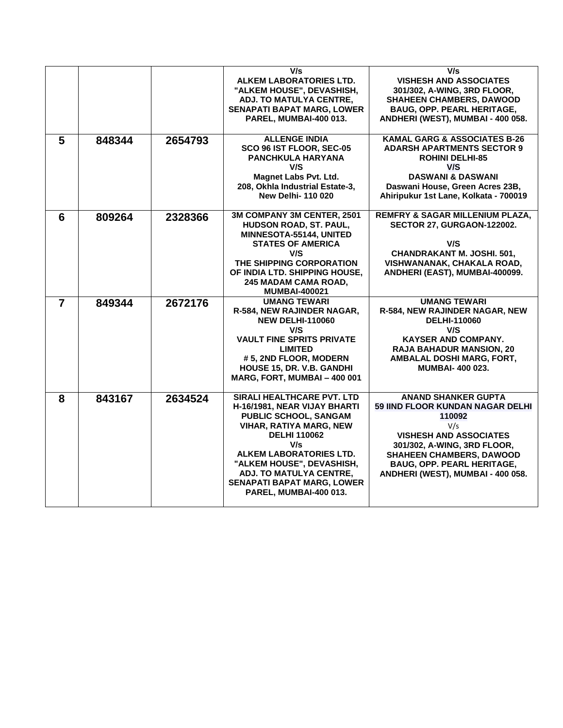| | | | | |
|---|---|---|---|---|
| | | | V/s<br>ALKEM LABORATORIES LTD.<br>"ALKEM HOUSE", DEVASHISH,<br>ADJ. TO MATULYA CENTRE,<br>SENAPATI BAPAT MARG, LOWER<br>PAREL, MUMBAI-400 013. | V/s<br>VISHESH AND ASSOCIATES<br>301/302, A-WING, 3RD FLOOR,<br>SHAHEEN CHAMBERS, DAWOOD<br>BAUG, OPP. PEARL HERITAGE,<br>ANDHERI (WEST), MUMBAI - 400 058. |
| **5** | **848344** | **2654793** | **ALLENGE INDIA**<br>**SCO 96 IST FLOOR, SEC-05**<br>**PANCHKULA HARYANA**<br>**V/S**<br>**Magnet Labs Pvt. Ltd.**<br>**208, Okhla Industrial Estate-3,**<br>**New Delhi- 110 020** | **KAMAL GARG & ASSOCIATES B-26**<br>**ADARSH APARTMENTS SECTOR 9**<br>**ROHINI DELHI-85**<br>**V/S**<br>**DASWANI & DASWANI**<br>**Daswani House, Green Acres 23B,**<br>**Ahiripukur 1st Lane, Kolkata - 700019** |
| **6** | **809264** | **2328366** | **3M COMPANY 3M CENTER, 2501**<br>**HUDSON ROAD, ST. PAUL,**<br>**MINNESOTA-55144, UNITED**<br>**STATES OF AMERICA**<br>**V/S**<br>**THE SHIPPING CORPORATION**<br>**OF INDIA LTD. SHIPPING HOUSE,**<br>**245 MADAM CAMA ROAD,**<br>**MUMBAI-400021** | **REMFRY & SAGAR MILLENIUM PLAZA,**<br>**SECTOR 27, GURGAON-122002.**<br><br>**V/S**<br>**CHANDRAKANT M. JOSHI. 501,**<br>**VISHWANANAK, CHAKALA ROAD,**<br>**ANDHERI (EAST), MUMBAI-400099.** |
| **7** | **849344** | **2672176** | **UMANG TEWARI**<br>**R-584, NEW RAJINDER NAGAR,**<br>**NEW DELHI-110060**<br>**V/S**<br>**VAULT FINE SPRITS PRIVATE**<br>**LIMITED**<br>**# 5, 2ND FLOOR, MODERN**<br>**HOUSE 15, DR. V.B. GANDHI**<br>**MARG, FORT, MUMBAI – 400 001** | **UMANG TEWARI**<br>**R-584, NEW RAJINDER NAGAR, NEW**<br>**DELHI-110060**<br>**V/S**<br>**KAYSER AND COMPANY.**<br>**RAJA BAHADUR MANSION, 20**<br>**AMBALAL DOSHI MARG, FORT,**<br>**MUMBAI- 400 023.** |
| **8** | **843167** | **2634524** | **SIRALI HEALTHCARE PVT. LTD**<br>**H-16/1981, NEAR VIJAY BHARTI**<br>**PUBLIC SCHOOL, SANGAM**<br>**VIHAR, RATIYA MARG, NEW**<br>**DELHI 110062**<br>**V/s**<br>**ALKEM LABORATORIES LTD.**<br>**"ALKEM HOUSE", DEVASHISH,**<br>**ADJ. TO MATULYA CENTRE,**<br>**SENAPATI BAPAT MARG, LOWER**<br>**PAREL, MUMBAI-400 013.** | **ANAND SHANKER GUPTA**<br>**59 IIND FLOOR KUNDAN NAGAR DELHI**<br>**110092**<br>V/s<br>**VISHESH AND ASSOCIATES**<br>**301/302, A-WING, 3RD FLOOR,**<br>**SHAHEEN CHAMBERS, DAWOOD**<br>**BAUG, OPP. PEARL HERITAGE,**<br>**ANDHERI (WEST), MUMBAI - 400 058.** |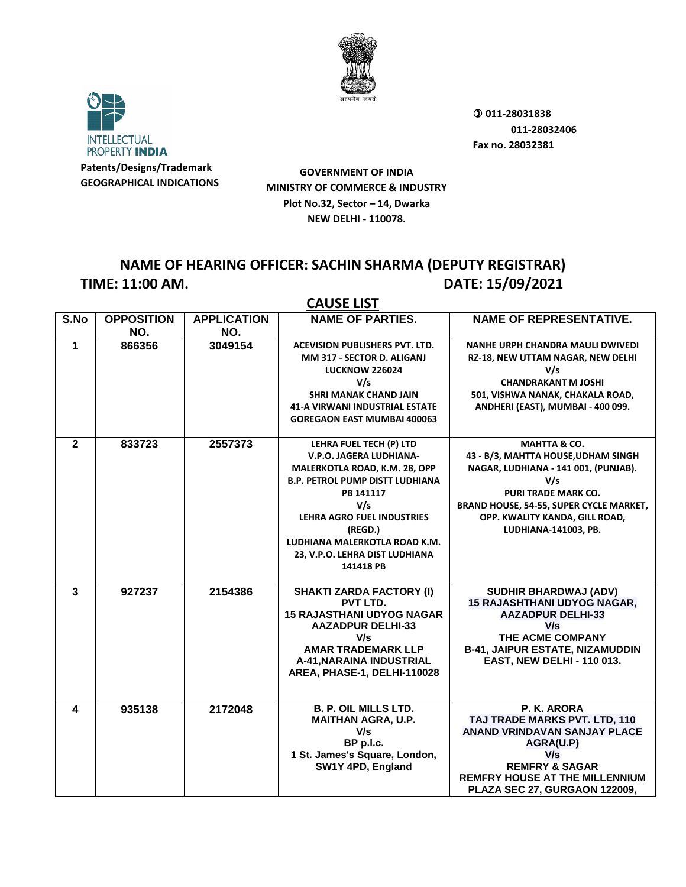INTELLECTUAL PROPERTY **INDIA**

**Patents/Designs/Trademark**
**GEOGRAPHICAL INDICATIONS**

सत्यमेव जयते

✆ 011-28031838
011-28032406
Fax no. 28032381

**GOVERNMENT OF INDIA**
**MINISTRY OF COMMERCE & INDUSTRY**
**Plot No.32, Sector – 14, Dwarka**
**NEW DELHI - 110078.**

## NAME OF HEARING OFFICER: SACHIN SHARMA (DEPUTY REGISTRAR)

**TIME: 11:00 AM.** **DATE: 15/09/2021**

## CAUSE LIST

| S.No | OPPOSITION NO. | APPLICATION NO. | NAME OF PARTIES. | NAME OF REPRESENTATIVE. |
|---|---|---|---|---|
| 1 | 866356 | 3049154 | ACEVISION PUBLISHERS PVT. LTD. MM 317 - SECTOR D. ALIGANJ LUCKNOW 226024 V/s SHRI MANAK CHAND JAIN 41-A VIRWANI INDUSTRIAL ESTATE GOREGAON EAST MUMBAI 400063 | NANHE URPH CHANDRA MAULI DWIVEDI RZ-18, NEW UTTAM NAGAR, NEW DELHI V/s CHANDRAKANT M JOSHI 501, VISHWA NANAK, CHAKALA ROAD, ANDHERI (EAST), MUMBAI - 400 099. |
| 2 | 833723 | 2557373 | LEHRA FUEL TECH (P) LTD V.P.O. JAGERA LUDHIANA-MALERKOTLA ROAD, K.M. 28, OPP B.P. PETROL PUMP DISTT LUDHIANA PB 141117 V/s LEHRA AGRO FUEL INDUSTRIES (REGD.) LUDHIANA MALERKOTLA ROAD K.M. 23, V.P.O. LEHRA DIST LUDHIANA 141418 PB | MAHTTA & CO. 43 - B/3, MAHTTA HOUSE,UDHAM SINGH NAGAR, LUDHIANA - 141 001, (PUNJAB). V/s PURI TRADE MARK CO. BRAND HOUSE, 54-55, SUPER CYCLE MARKET, OPP. KWALITY KANDA, GILL ROAD, LUDHIANA-141003, PB. |
| 3 | 927237 | 2154386 | SHAKTI ZARDA FACTORY (I) PVT LTD. 15 RAJASTHANI UDYOG NAGAR AAZADPUR DELHI-33 V/s AMAR TRADEMARK LLP A-41,NARAINA INDUSTRIAL AREA, PHASE-1, DELHI-110028 | SUDHIR BHARDWAJ (ADV) 15 RAJASHTHANI UDYOG NAGAR, AAZADPUR DELHI-33 V/s THE ACME COMPANY B-41, JAIPUR ESTATE, NIZAMUDDIN EAST, NEW DELHI - 110 013. |
| 4 | 935138 | 2172048 | B. P. OIL MILLS LTD. MAITHAN AGRA, U.P. V/s BP p.l.c. 1 St. James's Square, London, SW1Y 4PD, England | P. K. ARORA TAJ TRADE MARKS PVT. LTD, 110 ANAND VRINDAVAN SANJAY PLACE AGRA(U.P) V/s REMFRY & SAGAR REMFRY HOUSE AT THE MILLENNIUM PLAZA SEC 27, GURGAON 122009, |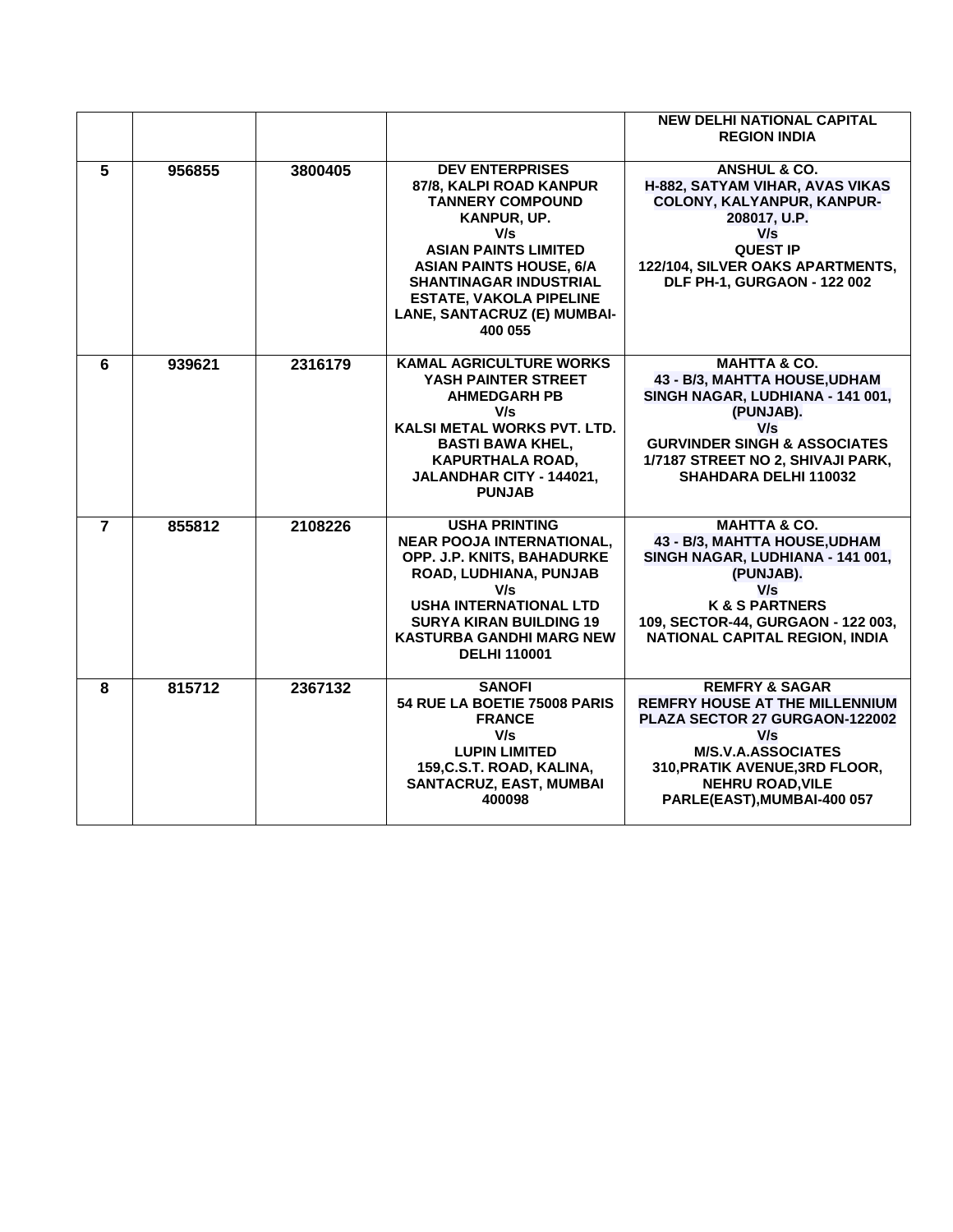| | | | | |
|---|---|---|---|---|
| | | | | NEW DELHI NATIONAL CAPITAL REGION INDIA |
| 5 | 956855 | 3800405 | DEV ENTERPRISES<br>87/8, KALPI ROAD KANPUR TANNERY COMPOUND KANPUR, UP.<br>V/s<br>ASIAN PAINTS LIMITED<br>ASIAN PAINTS HOUSE, 6/A SHANTINAGAR INDUSTRIAL ESTATE, VAKOLA PIPELINE LANE, SANTACRUZ (E) MUMBAI-400 055 | ANSHUL & CO.<br>H-882, SATYAM VIHAR, AVAS VIKAS COLONY, KALYANPUR, KANPUR-208017, U.P.<br>V/s<br>QUEST IP<br>122/104, SILVER OAKS APARTMENTS, DLF PH-1, GURGAON - 122 002 |
| 6 | 939621 | 2316179 | KAMAL AGRICULTURE WORKS<br>YASH PAINTER STREET AHMEDGARH PB<br>V/s<br>KALSI METAL WORKS PVT. LTD.<br>BASTI BAWA KHEL, KAPURTHALA ROAD, JALANDHAR CITY - 144021, PUNJAB | MAHTTA & CO.<br>43 - B/3, MAHTTA HOUSE,UDHAM SINGH NAGAR, LUDHIANA - 141 001, (PUNJAB).<br>V/s<br>GURVINDER SINGH & ASSOCIATES<br>1/7187 STREET NO 2, SHIVAJI PARK, SHAHDARA DELHI 110032 |
| 7 | 855812 | 2108226 | USHA PRINTING<br>NEAR POOJA INTERNATIONAL, OPP. J.P. KNITS, BAHADURKE ROAD, LUDHIANA, PUNJAB<br>V/s<br>USHA INTERNATIONAL LTD<br>SURYA KIRAN BUILDING 19 KASTURBA GANDHI MARG NEW DELHI 110001 | MAHTTA & CO.<br>43 - B/3, MAHTTA HOUSE,UDHAM SINGH NAGAR, LUDHIANA - 141 001, (PUNJAB).<br>V/s<br>K & S PARTNERS<br>109, SECTOR-44, GURGAON - 122 003, NATIONAL CAPITAL REGION, INDIA |
| 8 | 815712 | 2367132 | SANOFI<br>54 RUE LA BOETIE 75008 PARIS FRANCE<br>V/s<br>LUPIN LIMITED<br>159,C.S.T. ROAD, KALINA, SANTACRUZ, EAST, MUMBAI 400098 | REMFRY & SAGAR<br>REMFRY HOUSE AT THE MILLENNIUM PLAZA SECTOR 27 GURGAON-122002<br>V/s<br>M/S.V.A.ASSOCIATES<br>310,PRATIK AVENUE,3RD FLOOR, NEHRU ROAD,VILE PARLE(EAST),MUMBAI-400 057 |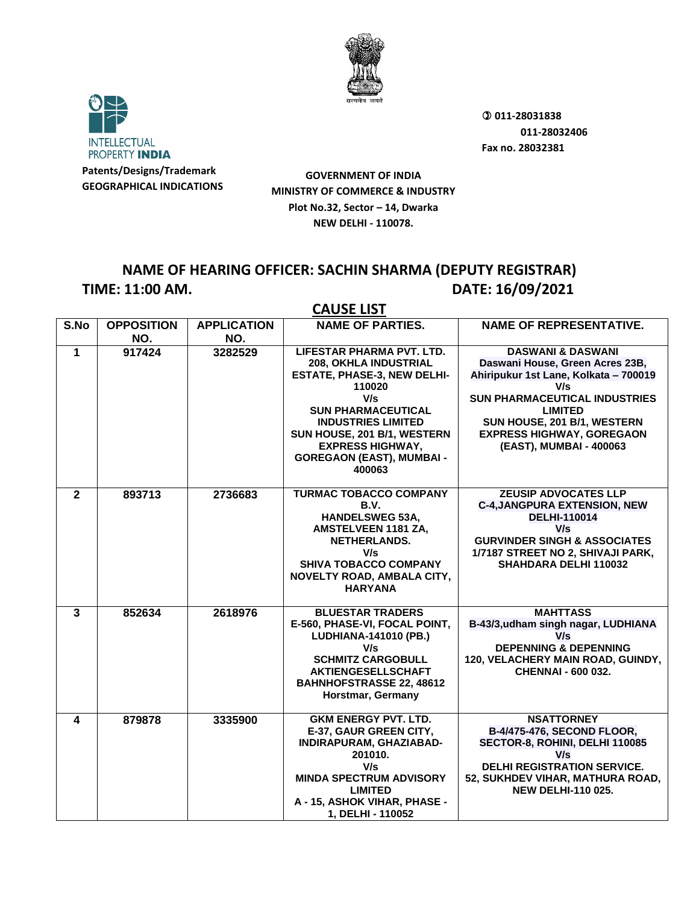INTELLECTUAL PROPERTY **INDIA**

**Patents/Designs/Trademark**
**GEOGRAPHICAL INDICATIONS**

**✆ 011-28031838**
**011-28032406**
**Fax no. 28032381**

**GOVERNMENT OF INDIA**
**MINISTRY OF COMMERCE & INDUSTRY**
**Plot No.32, Sector – 14, Dwarka**
**NEW DELHI - 110078.**

## NAME OF HEARING OFFICER: SACHIN SHARMA (DEPUTY REGISTRAR)

**TIME: 11:00 AM.** **DATE: 16/09/2021**

## CAUSE LIST

| S.No | OPPOSITION NO. | APPLICATION NO. | NAME OF PARTIES. | NAME OF REPRESENTATIVE. |
|---|---|---|---|---|
| 1 | 917424 | 3282529 | LIFESTAR PHARMA PVT. LTD. 208, OKHLA INDUSTRIAL ESTATE, PHASE-3, NEW DELHI-110020 V/s SUN PHARMACEUTICAL INDUSTRIES LIMITED SUN HOUSE, 201 B/1, WESTERN EXPRESS HIGHWAY, GOREGAON (EAST), MUMBAI - 400063 | DASWANI & DASWANI Daswani House, Green Acres 23B, Ahiripukur 1st Lane, Kolkata – 700019 V/s SUN PHARMACEUTICAL INDUSTRIES LIMITED SUN HOUSE, 201 B/1, WESTERN EXPRESS HIGHWAY, GOREGAON (EAST), MUMBAI - 400063 |
| 2 | 893713 | 2736683 | TURMAC TOBACCO COMPANY B.V. HANDELSWEG 53A, AMSTELVEEN 1181 ZA, NETHERLANDS. V/s SHIVA TOBACCO COMPANY NOVELTY ROAD, AMBALA CITY, HARYANA | ZEUSIP ADVOCATES LLP C-4,JANGPURA EXTENSION, NEW DELHI-110014 V/s GURVINDER SINGH & ASSOCIATES 1/7187 STREET NO 2, SHIVAJI PARK, SHAHDARA DELHI 110032 |
| 3 | 852634 | 2618976 | BLUESTAR TRADERS E-560, PHASE-VI, FOCAL POINT, LUDHIANA-141010 (PB.) V/s SCHMITZ CARGOBULL AKTIENGESELLSCHAFT BAHNHOFSTRASSE 22, 48612 Horstmar, Germany | MAHTTASS B-43/3,udham singh nagar, LUDHIANA V/s DEPENNING & DEPENNING 120, VELACHERY MAIN ROAD, GUINDY, CHENNAI - 600 032. |
| 4 | 879878 | 3335900 | GKM ENERGY PVT. LTD. E-37, GAUR GREEN CITY, INDIRAPURAM, GHAZIABAD-201010. V/s MINDA SPECTRUM ADVISORY LIMITED A - 15, ASHOK VIHAR, PHASE - 1, DELHI - 110052 | NSATTORNEY B-4/475-476, SECOND FLOOR, SECTOR-8, ROHINI, DELHI 110085 V/s DELHI REGISTRATION SERVICE. 52, SUKHDEV VIHAR, MATHURA ROAD, NEW DELHI-110 025. |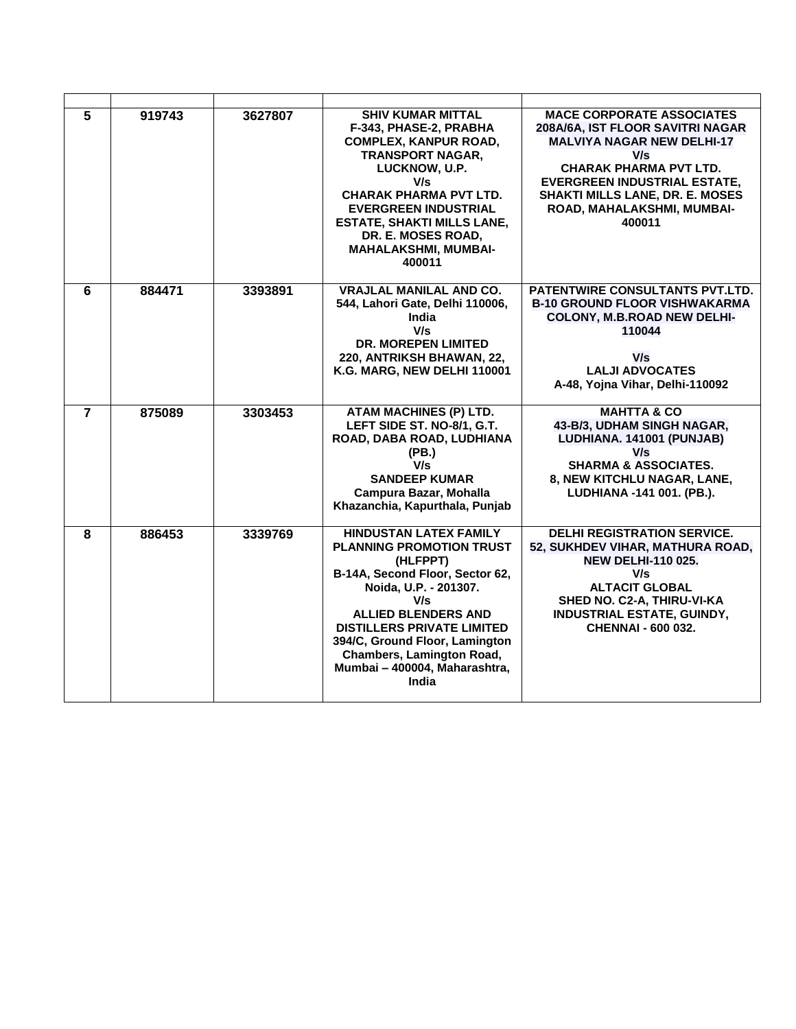| | | | | |
|---|---|---|---|---|
| **5** | **919743** | **3627807** | **SHIV KUMAR MITTAL F-343, PHASE-2, PRABHA COMPLEX, KANPUR ROAD, TRANSPORT NAGAR, LUCKNOW, U.P. V/s CHARAK PHARMA PVT LTD. EVERGREEN INDUSTRIAL ESTATE, SHAKTI MILLS LANE, DR. E. MOSES ROAD, MAHALAKSHMI, MUMBAI-400011** | **MACE CORPORATE ASSOCIATES 208A/6A, IST FLOOR SAVITRI NAGAR MALVIYA NAGAR NEW DELHI-17 V/s CHARAK PHARMA PVT LTD. EVERGREEN INDUSTRIAL ESTATE, SHAKTI MILLS LANE, DR. E. MOSES ROAD, MAHALAKSHMI, MUMBAI-400011** |
| **6** | **884471** | **3393891** | **VRAJLAL MANILAL AND CO. 544, Lahori Gate, Delhi 110006, India V/s DR. MOREPEN LIMITED 220, ANTRIKSH BHAWAN, 22, K.G. MARG, NEW DELHI 110001** | **PATENTWIRE CONSULTANTS PVT.LTD. B-10 GROUND FLOOR VISHWAKARMA COLONY, M.B.ROAD NEW DELHI-110044 V/s LALJI ADVOCATES A-48, Yojna Vihar, Delhi-110092** |
| **7** | **875089** | **3303453** | **ATAM MACHINES (P) LTD. LEFT SIDE ST. NO-8/1, G.T. ROAD, DABA ROAD, LUDHIANA (PB.) V/s SANDEEP KUMAR Campura Bazar, Mohalla Khazanchia, Kapurthala, Punjab** | **MAHTTA & CO 43-B/3, UDHAM SINGH NAGAR, LUDHIANA. 141001 (PUNJAB) V/s SHARMA & ASSOCIATES. 8, NEW KITCHLU NAGAR, LANE, LUDHIANA -141 001. (PB.).** |
| **8** | **886453** | **3339769** | **HINDUSTAN LATEX FAMILY PLANNING PROMOTION TRUST (HLFPPT) B-14A, Second Floor, Sector 62, Noida, U.P. - 201307. V/s ALLIED BLENDERS AND DISTILLERS PRIVATE LIMITED 394/C, Ground Floor, Lamington Chambers, Lamington Road, Mumbai – 400004, Maharashtra, India** | **DELHI REGISTRATION SERVICE. 52, SUKHDEV VIHAR, MATHURA ROAD, NEW DELHI-110 025. V/s ALTACIT GLOBAL SHED NO. C2-A, THIRU-VI-KA INDUSTRIAL ESTATE, GUINDY, CHENNAI - 600 032.** |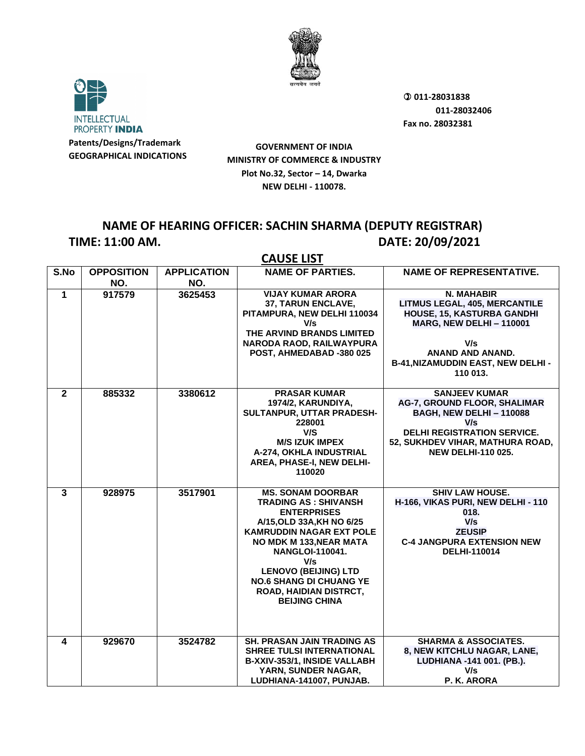INTELLECTUAL PROPERTY INDIA

Patents/Designs/Trademark
GEOGRAPHICAL INDICATIONS

सत्यमेव जयते

✆ 011-28031838
011-28032406
Fax no. 28032381

**GOVERNMENT OF INDIA**
**MINISTRY OF COMMERCE & INDUSTRY**
**Plot No.32, Sector – 14, Dwarka**
**NEW DELHI - 110078.**

## NAME OF HEARING OFFICER: SACHIN SHARMA (DEPUTY REGISTRAR)

**TIME: 11:00 AM.** **DATE: 20/09/2021**

## CAUSE LIST

| S.No | OPPOSITION NO. | APPLICATION NO. | NAME OF PARTIES. | NAME OF REPRESENTATIVE. |
|---|---|---|---|---|
| 1 | 917579 | 3625453 | VIJAY KUMAR ARORA<br>37, TARUN ENCLAVE, PITAMPURA, NEW DELHI 110034<br>V/s<br>THE ARVIND BRANDS LIMITED NARODA RAOD, RAILWAYPURA POST, AHMEDABAD -380 025 | N. MAHABIR<br>LITMUS LEGAL, 405, MERCANTILE HOUSE, 15, KASTURBA GANDHI MARG, NEW DELHI – 110001<br>V/s<br>ANAND AND ANAND.<br>B-41,NIZAMUDDIN EAST, NEW DELHI - 110 013. |
| 2 | 885332 | 3380612 | PRASAR KUMAR<br>1974/2, KARUNDIYA, SULTANPUR, UTTAR PRADESH-228001<br>V/S<br>M/S IZUK IMPEX<br>A-274, OKHLA INDUSTRIAL AREA, PHASE-I, NEW DELHI-110020 | SANJEEV KUMAR<br>AG-7, GROUND FLOOR, SHALIMAR BAGH, NEW DELHI – 110088<br>V/s<br>DELHI REGISTRATION SERVICE.<br>52, SUKHDEV VIHAR, MATHURA ROAD, NEW DELHI-110 025. |
| 3 | 928975 | 3517901 | MS. SONAM DOORBAR TRADING AS : SHIVANSH ENTERPRISES<br>A/15,OLD 33A,KH NO 6/25 KAMRUDDIN NAGAR EXT POLE NO MDK M 133,NEAR MATA NANGLOI-110041.<br>V/s<br>LENOVO (BEIJING) LTD<br>NO.6 SHANG DI CHUANG YE ROAD, HAIDIAN DISTRCT, BEIJING CHINA | SHIV LAW HOUSE.<br>H-166, VIKAS PURI, NEW DELHI - 110 018.<br>V/s<br>ZEUSIP<br>C-4 JANGPURA EXTENSION NEW DELHI-110014 |
| 4 | 929670 | 3524782 | SH. PRASAN JAIN TRADING AS SHREE TULSI INTERNATIONAL<br>B-XXIV-353/1, INSIDE VALLABH YARN, SUNDER NAGAR, LUDHIANA-141007, PUNJAB. | SHARMA & ASSOCIATES.<br>8, NEW KITCHLU NAGAR, LANE, LUDHIANA -141 001. (PB.).<br>V/s<br>P. K. ARORA |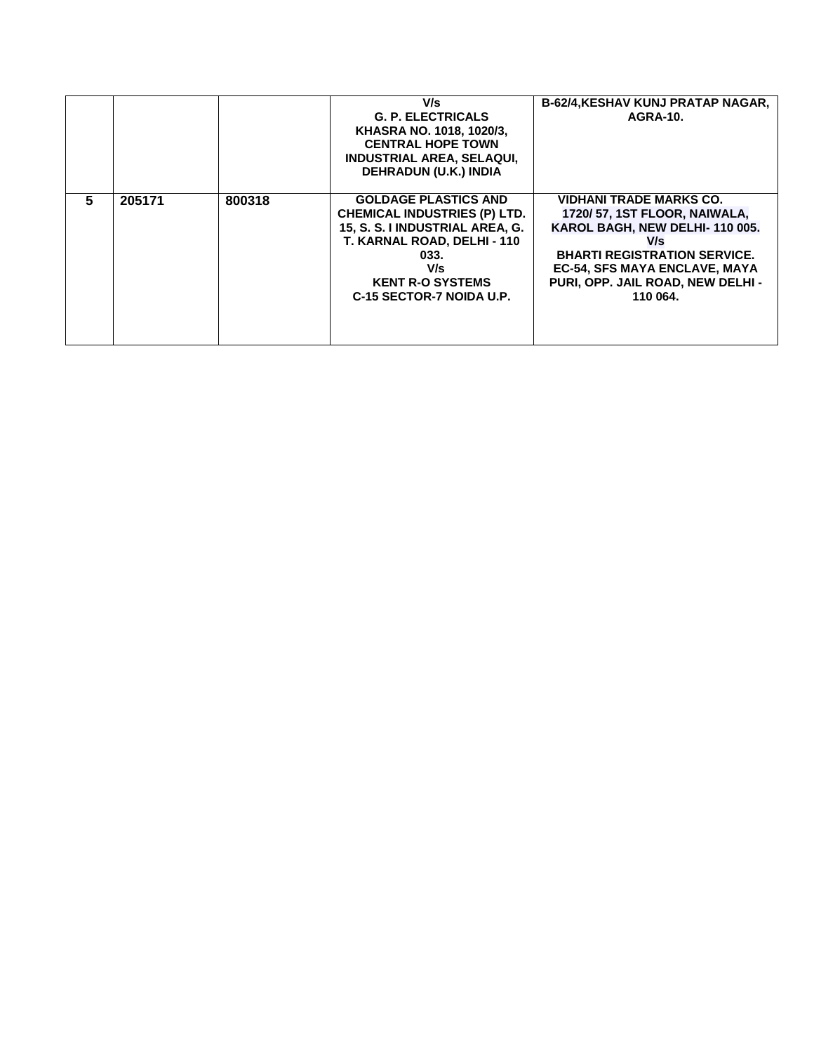| | | | | |
|---|---|---|---|---|
| | | | V/s<br>G. P. ELECTRICALS<br>KHASRA NO. 1018, 1020/3, CENTRAL HOPE TOWN INDUSTRIAL AREA, SELAQUI, DEHRADUN (U.K.) INDIA | B-62/4,KESHAV KUNJ PRATAP NAGAR, AGRA-10. |
| 5 | 205171 | 800318 | GOLDAGE PLASTICS AND CHEMICAL INDUSTRIES (P) LTD. 15, S. S. I INDUSTRIAL AREA, G. T. KARNAL ROAD, DELHI - 110 033.<br>V/s<br>KENT R-O SYSTEMS<br>C-15 SECTOR-7 NOIDA U.P. | VIDHANI TRADE MARKS CO.<br>1720/ 57, 1ST FLOOR, NAIWALA, KAROL BAGH, NEW DELHI- 110 005.<br>V/s<br>BHARTI REGISTRATION SERVICE.<br>EC-54, SFS MAYA ENCLAVE, MAYA PURI, OPP. JAIL ROAD, NEW DELHI - 110 064. |